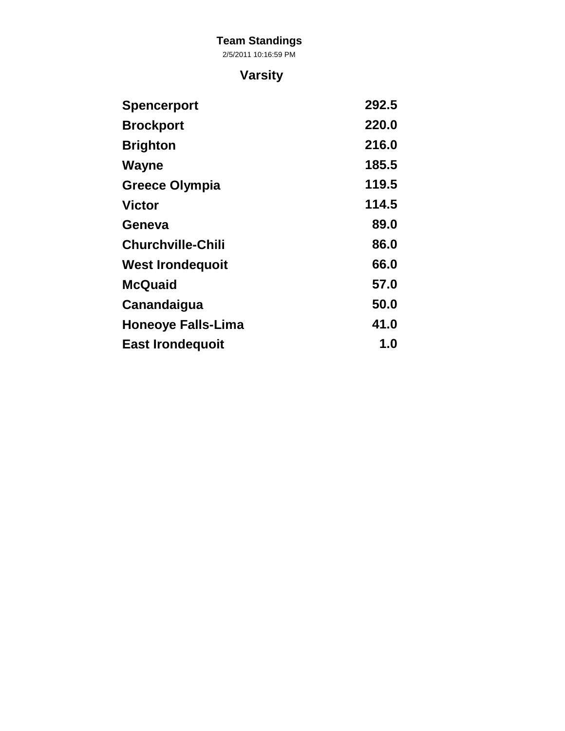# Team Standings

2/5/2011 10:16:59 PM

## Varsity

| | |
|---|---|
| **Spencerport** | **292.5** |
| **Brockport** | **220.0** |
| **Brighton** | **216.0** |
| **Wayne** | **185.5** |
| **Greece Olympia** | **119.5** |
| **Victor** | **114.5** |
| **Geneva** | **89.0** |
| **Churchville-Chili** | **86.0** |
| **West Irondequoit** | **66.0** |
| **McQuaid** | **57.0** |
| **Canandaigua** | **50.0** |
| **Honeoye Falls-Lima** | **41.0** |
| **East Irondequoit** | **1.0** |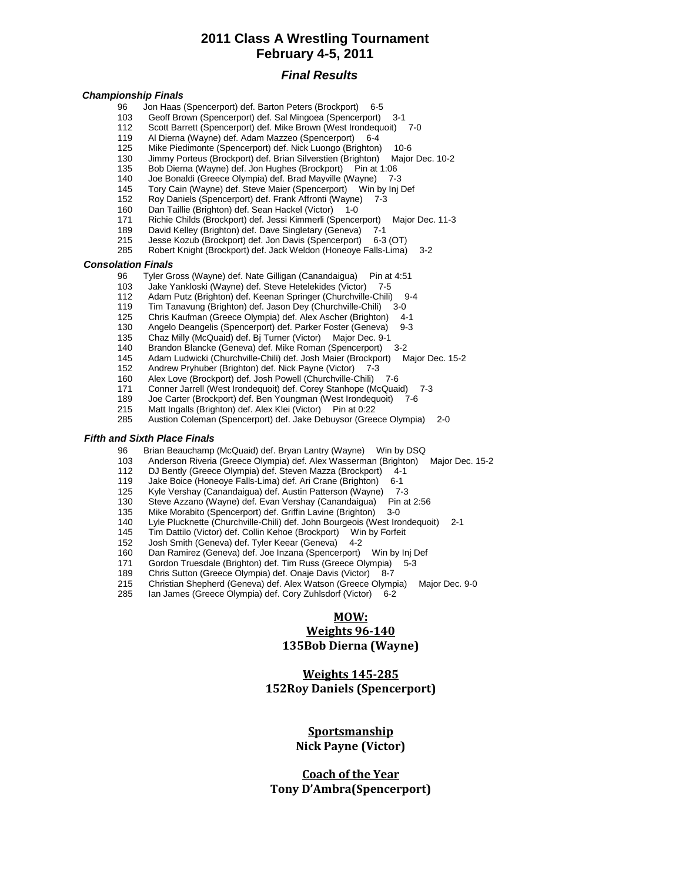# 2011 Class A Wrestling Tournament
# February 4-5, 2011

## *Final Results*

### *Championship Finals*

96 Jon Haas (Spencerport) def. Barton Peters (Brockport) 6-5
103 Geoff Brown (Spencerport) def. Sal Mingoea (Spencerport) 3-1
112 Scott Barrett (Spencerport) def. Mike Brown (West Irondequoit) 7-0
119 Al Dierna (Wayne) def. Adam Mazzeo (Spencerport) 6-4
125 Mike Piedimonte (Spencerport) def. Nick Luongo (Brighton) 10-6
130 Jimmy Porteus (Brockport) def. Brian Silverstien (Brighton) Major Dec. 10-2
135 Bob Dierna (Wayne) def. Jon Hughes (Brockport) Pin at 1:06
140 Joe Bonaldi (Greece Olympia) def. Brad Mayville (Wayne) 7-3
145 Tory Cain (Wayne) def. Steve Maier (Spencerport) Win by Inj Def
152 Roy Daniels (Spencerport) def. Frank Affronti (Wayne) 7-3
160 Dan Taillie (Brighton) def. Sean Hackel (Victor) 1-0
171 Richie Childs (Brockport) def. Jessi Kimmerli (Spencerport) Major Dec. 11-3
189 David Kelley (Brighton) def. Dave Singletary (Geneva) 7-1
215 Jesse Kozub (Brockport) def. Jon Davis (Spencerport) 6-3 (OT)
285 Robert Knight (Brockport) def. Jack Weldon (Honeoye Falls-Lima) 3-2

### *Consolation Finals*

96 Tyler Gross (Wayne) def. Nate Gilligan (Canandaigua) Pin at 4:51
103 Jake Yankloski (Wayne) def. Steve Hetelekides (Victor) 7-5
112 Adam Putz (Brighton) def. Keenan Springer (Churchville-Chili) 9-4
119 Tim Tanavung (Brighton) def. Jason Dey (Churchville-Chili) 3-0
125 Chris Kaufman (Greece Olympia) def. Alex Ascher (Brighton) 4-1
130 Angelo Deangelis (Spencerport) def. Parker Foster (Geneva) 9-3
135 Chaz Milly (McQuaid) def. Bj Turner (Victor) Major Dec. 9-1
140 Brandon Blancke (Geneva) def. Mike Roman (Spencerport) 3-2
145 Adam Ludwicki (Churchville-Chili) def. Josh Maier (Brockport) Major Dec. 15-2
152 Andrew Pryhuber (Brighton) def. Nick Payne (Victor) 7-3
160 Alex Love (Brockport) def. Josh Powell (Churchville-Chili) 7-6
171 Conner Jarrell (West Irondequoit) def. Corey Stanhope (McQuaid) 7-3
189 Joe Carter (Brockport) def. Ben Youngman (West Irondequoit) 7-6
215 Matt Ingalls (Brighton) def. Alex Klei (Victor) Pin at 0:22
285 Austion Coleman (Spencerport) def. Jake Debuysor (Greece Olympia) 2-0

### *Fifth and Sixth Place Finals*

96 Brian Beauchamp (McQuaid) def. Bryan Lantry (Wayne) Win by DSQ
103 Anderson Riveria (Greece Olympia) def. Alex Wasserman (Brighton) Major Dec. 15-2
112 DJ Bently (Greece Olympia) def. Steven Mazza (Brockport) 4-1
119 Jake Boice (Honeoye Falls-Lima) def. Ari Crane (Brighton) 6-1
125 Kyle Vershay (Canandaigua) def. Austin Patterson (Wayne) 7-3
130 Steve Azzano (Wayne) def. Evan Vershay (Canandaigua) Pin at 2:56
135 Mike Morabito (Spencerport) def. Griffin Lavine (Brighton) 3-0
140 Lyle Plucknette (Churchville-Chili) def. John Bourgeois (West Irondequoit) 2-1
145 Tim Dattilo (Victor) def. Collin Kehoe (Brockport) Win by Forfeit
152 Josh Smith (Geneva) def. Tyler Keear (Geneva) 4-2
160 Dan Ramirez (Geneva) def. Joe Inzana (Spencerport) Win by Inj Def
171 Gordon Truesdale (Brighton) def. Tim Russ (Greece Olympia) 5-3
189 Chris Sutton (Greece Olympia) def. Onaje Davis (Victor) 8-7
215 Christian Shepherd (Geneva) def. Alex Watson (Greece Olympia) Major Dec. 9-0
285 Ian James (Greece Olympia) def. Cory Zuhlsdorf (Victor) 6-2

**MOW:**

**Weights 96-140**
**135Bob Dierna (Wayne)**

**Weights 145-285**
**152Roy Daniels (Spencerport)**

**Sportsmanship**
**Nick Payne (Victor)**

**Coach of the Year**
**Tony D'Ambra(Spencerport)**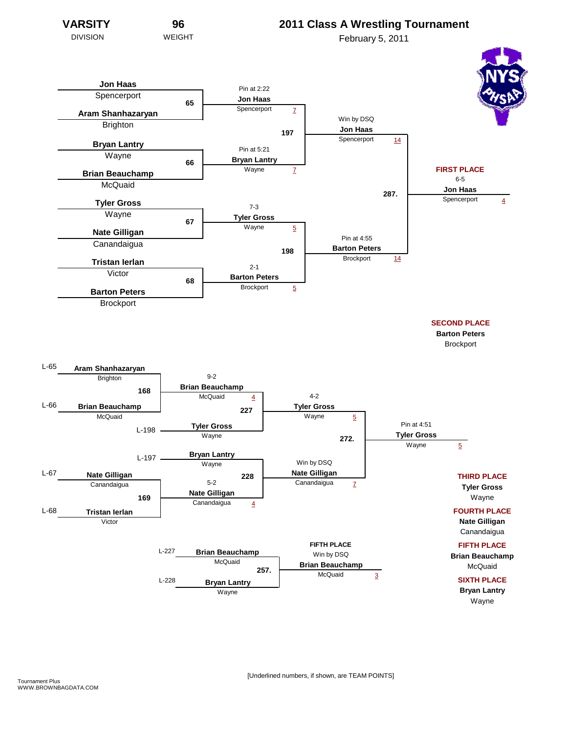**VARSITY** DIVISION

**96** WEIGHT

# 2011 Class A Wrestling Tournament

February 5, 2011

## Championship Bracket

| Bout | Wrestler 1 | Wrestler 2 | Result | Winner | Team Points |
|---|---|---|---|---|---|
| 65 | Jon Haas (Spencerport) | Aram Shanhazaryan (Brighton) | Pin at 2:22 | Jon Haas (Spencerport) | 7 |
| 66 | Bryan Lantry (Wayne) | Brian Beauchamp (McQuaid) | Pin at 5:21 | Bryan Lantry (Wayne) | 7 |
| 67 | Tyler Gross (Wayne) | Nate Gilligan (Canandaigua) | 7-3 | Tyler Gross (Wayne) | 5 |
| 68 | Tristan Ierlan (Victor) | Barton Peters (Brockport) | 2-1 | Barton Peters (Brockport) | 5 |
| 197 | Jon Haas (Spencerport) | Bryan Lantry (Wayne) | Win by DSQ | Jon Haas (Spencerport) | 14 |
| 198 | Tyler Gross (Wayne) | Barton Peters (Brockport) | Pin at 4:55 | Barton Peters (Brockport) | 14 |
| 287. | Jon Haas (Spencerport) | Barton Peters (Brockport) | 6-5 | Jon Haas (Spencerport) | 4 |

**FIRST PLACE**: Jon Haas, Spencerport

**SECOND PLACE**: Barton Peters, Brockport

## Consolation Bracket

| Bout | Wrestler 1 | Wrestler 2 | Result | Winner | Team Points |
|---|---|---|---|---|---|
| 168 | Aram Shanhazaryan (Brighton) (L-65) | Brian Beauchamp (McQuaid) (L-66) | 9-2 | Brian Beauchamp (McQuaid) | 4 |
| 169 | Nate Gilligan (Canandaigua) (L-67) | Tristan Ierlan (Victor) (L-68) | 5-2 | Nate Gilligan (Canandaigua) | 4 |
| 227 | Brian Beauchamp (McQuaid) | Tyler Gross (Wayne) (L-198) | 4-2 | Tyler Gross (Wayne) | 5 |
| 228 | Bryan Lantry (Wayne) (L-197) | Nate Gilligan (Canandaigua) | Win by DSQ | Nate Gilligan (Canandaigua) | 7 |
| 272. | Tyler Gross (Wayne) | Nate Gilligan (Canandaigua) | Pin at 4:51 | Tyler Gross (Wayne) | 5 |

## Fifth Place

| Bout | Wrestler 1 | Wrestler 2 | Result | Winner | Team Points |
|---|---|---|---|---|---|
| 257. | Brian Beauchamp (McQuaid) (L-227) | Bryan Lantry (Wayne) (L-228) | Win by DSQ | Brian Beauchamp (McQuaid) | 3 |

**THIRD PLACE**: Tyler Gross, Wayne

**FOURTH PLACE**: Nate Gilligan, Canandaigua

**FIFTH PLACE**: Brian Beauchamp, McQuaid

**SIXTH PLACE**: Bryan Lantry, Wayne

[Underlined numbers, if shown, are TEAM POINTS]

Tournament Plus
WWW.BROWNBAGDATA.COM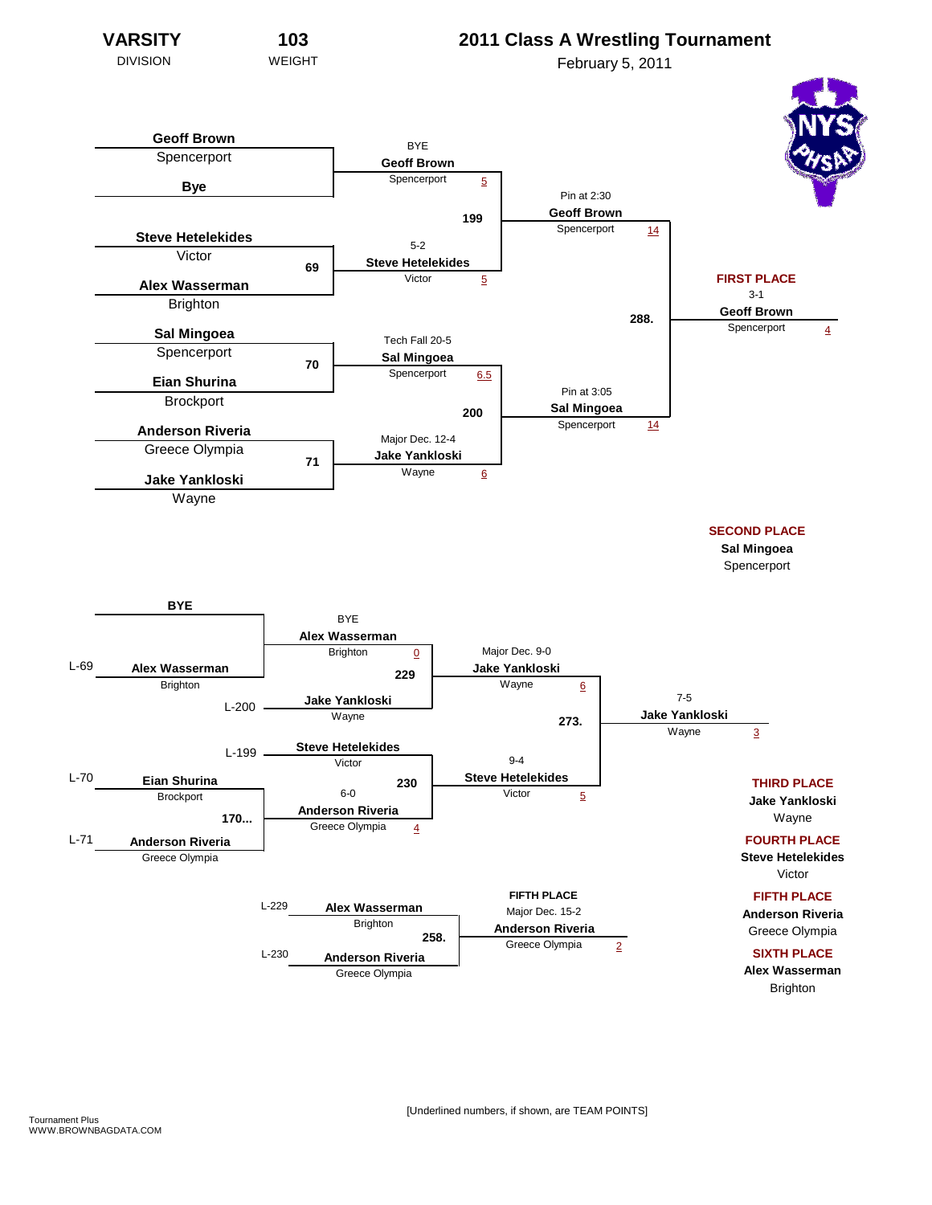**VARSITY** DIVISION

**103** WEIGHT

# 2011 Class A Wrestling Tournament

February 5, 2011

## Championship Bracket

**First Round**

- **Geoff Brown** (Spencerport) vs **Bye**
- Bout 69: **Steve Hetelekides** (Victor) vs **Alex Wasserman** (Brighton)
- Bout 70: **Sal Mingoea** (Spencerport) vs **Eian Shurina** (Brockport)
- Bout 71: **Anderson Riveria** (Greece Olympia) vs **Jake Yankloski** (Wayne)

**Quarterfinal Results**

- BYE — **Geoff Brown**, Spencerport 5
- 5-2 — **Steve Hetelekides**, Victor 5
- Tech Fall 20-5 — **Sal Mingoea**, Spencerport 6.5
- Major Dec. 12-4 — **Jake Yankloski**, Wayne 6

**Semifinals**

- Bout 199: Pin at 2:30 — **Geoff Brown**, Spencerport 14
- Bout 200: Pin at 3:05 — **Sal Mingoea**, Spencerport 14

**Final**

- Bout 288.: 3-1 — **Geoff Brown**, Spencerport 4

**FIRST PLACE**
3-1
**Geoff Brown**
Spencerport 4

**SECOND PLACE**
**Sal Mingoea**
Spencerport

## Consolation Bracket

**First Round**

- **BYE** vs L-69 **Alex Wasserman** (Brighton)
- Bout 170...: L-70 **Eian Shurina** (Brockport) vs L-71 **Anderson Riveria** (Greece Olympia)

**Second Round**

- Bout 229: BYE — **Alex Wasserman**, Brighton 0, vs L-200 **Jake Yankloski** (Wayne)
- Bout 230: L-199 **Steve Hetelekides** (Victor) vs 6-0 — **Anderson Riveria**, Greece Olympia 4

**Consolation Semifinals**

- Major Dec. 9-0 — **Jake Yankloski**, Wayne 6
- 9-4 — **Steve Hetelekides**, Victor 5

**Third Place Bout**

- Bout 273.: 7-5 — **Jake Yankloski**, Wayne 3

**Fifth Place Bout**

- Bout 258.: L-229 **Alex Wasserman** (Brighton) vs L-230 **Anderson Riveria** (Greece Olympia)
- **FIFTH PLACE** — Major Dec. 15-2 — **Anderson Riveria**, Greece Olympia 2

## Final Placings

| Place | Wrestler | Team |
|---|---|---|
| THIRD PLACE | Jake Yankloski | Wayne |
| FOURTH PLACE | Steve Hetelekides | Victor |
| FIFTH PLACE | Anderson Riveria | Greece Olympia |
| SIXTH PLACE | Alex Wasserman | Brighton |

[Underlined numbers, if shown, are TEAM POINTS]

Tournament Plus
WWW.BROWNBAGDATA.COM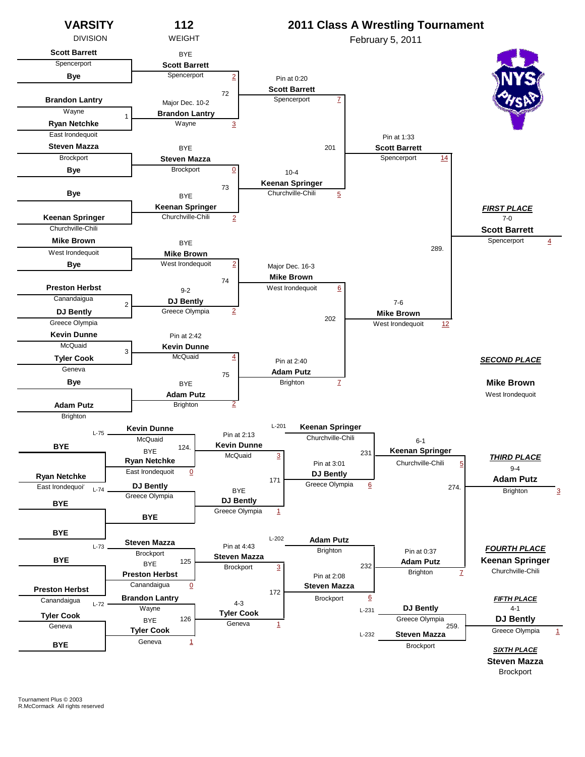# VARSITY — 112 — 2011 Class A Wrestling Tournament

DIVISION — WEIGHT

February 5, 2011

## Championship Bracket

**First Round**

- Scott Barrett (Spencerport) vs. Bye
- Brandon Lantry (Wayne) vs. Ryan Netchke (East Irondequoit) — 1
- Steven Mazza (Brockport) vs. Bye
- Bye vs. Keenan Springer (Churchville-Chili)
- Mike Brown (West Irondequoit) vs. Bye
- Preston Herbst (Canandaigua) vs. DJ Bently (Greece Olympia) — 2
- Kevin Dunne (McQuaid) vs. Tyler Cook (Geneva) — 3
- Bye vs. Adam Putz (Brighton)

**Second Round**

- BYE — **Scott Barrett**, Spencerport — 2
- Major Dec. 10-2 — **Brandon Lantry**, Wayne — 3 (Bout 72)
- BYE — **Steven Mazza**, Brockport — 0
- BYE — **Keenan Springer**, Churchville-Chili — 2 (Bout 73)
- BYE — **Mike Brown**, West Irondequoit — 2
- 9-2 — **DJ Bently**, Greece Olympia — 2 (Bout 74)
- Pin at 2:42 — **Kevin Dunne**, McQuaid — 4
- BYE — **Adam Putz**, Brighton — 2 (Bout 75)

**Quarterfinals**

- Pin at 0:20 — **Scott Barrett**, Spencerport — 7
- 10-4 — **Keenan Springer**, Churchville-Chili — 5 (Bout 201)
- Major Dec. 16-3 — **Mike Brown**, West Irondequoit — 6
- Pin at 2:40 — **Adam Putz**, Brighton — 7 (Bout 202)

**Semifinals**

- Pin at 1:33 — **Scott Barrett**, Spencerport — 14
- 7-6 — **Mike Brown**, West Irondequoit — 12 (Bout 289.)

## Consolation Bracket

**First Round**

- L-75 BYE vs. Ryan Netchke, East Irondequoit
- L-74 BYE vs. BYE
- L-73 BYE vs. Preston Herbst, Canandaigua
- L-72 Tyler Cook, Geneva vs. BYE

**Second Round**

- Kevin Dunne, McQuaid
- BYE — **Ryan Netchke**, East Irondequoit — 0 (Bout 124.)
- DJ Bently, Greece Olympia
- **BYE**
- Steven Mazza, Brockport
- BYE — **Preston Herbst**, Canandaigua — 0 (Bout 125)
- Brandon Lantry, Wayne
- BYE — **Tyler Cook**, Geneva — 1 (Bout 126)

**Third Round**

- Pin at 2:13 — **Kevin Dunne**, McQuaid — 3
- BYE — **DJ Bently**, Greece Olympia — 1 (Bout 171)
- Pin at 4:43 — **Steven Mazza**, Brockport — 3
- 4-3 — **Tyler Cook**, Geneva — 1 (Bout 172)

**Fourth Round**

- L-201 Keenan Springer, Churchville-Chili
- Pin at 3:01 — **DJ Bently**, Greece Olympia — 6 (Bout 231)
- L-202 Adam Putz, Brighton
- Pin at 2:08 — **Steven Mazza**, Brockport — 6 (Bout 232)

**Consolation Semifinals**

- 6-1 — **Keenan Springer**, Churchville-Chili — 5
- Pin at 0:37 — **Adam Putz**, Brighton — 7 (Bout 274.)

**Fifth Place Bout**

- L-231 DJ Bently, Greece Olympia
- L-232 Steven Mazza, Brockport (Bout 259.)

## Placements

***FIRST PLACE***
7-0
**Scott Barrett**
Spencerport — 4

***SECOND PLACE***
**Mike Brown**
West Irondequoit

***THIRD PLACE***
9-4
**Adam Putz**
Brighton — 3

***FOURTH PLACE***
**Keenan Springer**
Churchville-Chili

***FIFTH PLACE***
4-1
**DJ Bently**
Greece Olympia — 1

***SIXTH PLACE***
**Steven Mazza**
Brockport

Tournament Plus © 2003
R.McCormack All rights reserved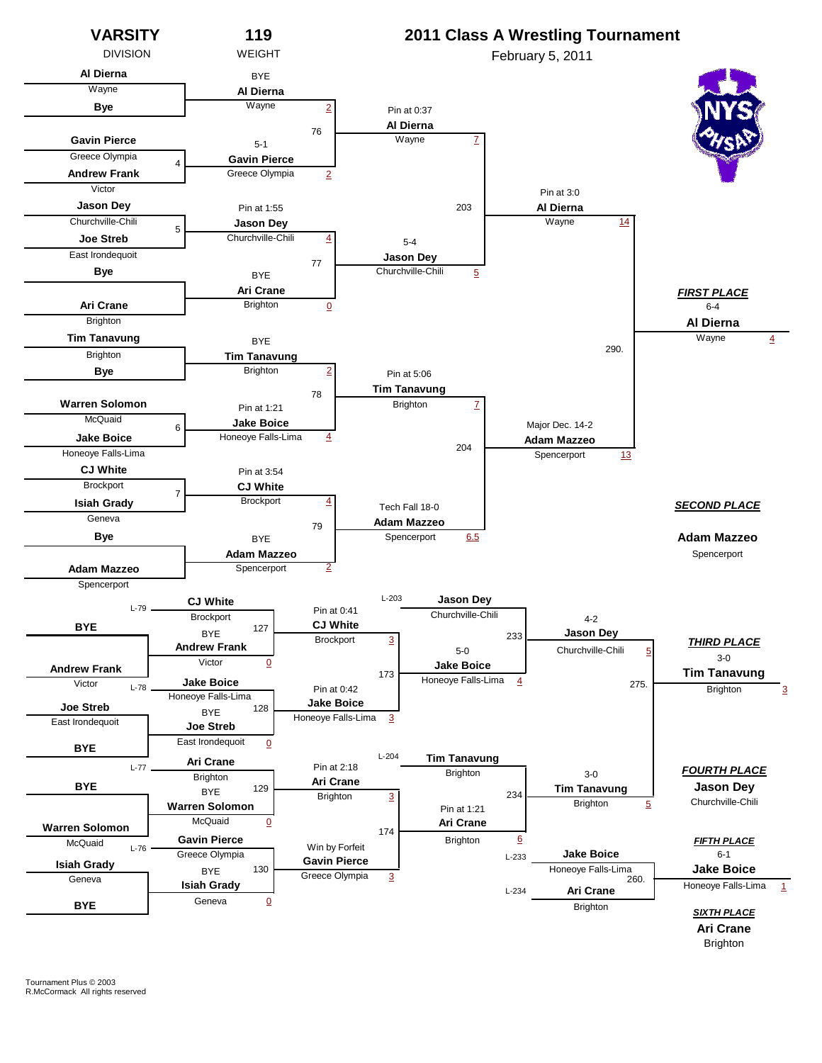# VARSITY DIVISION — 119 WEIGHT

## 2011 Class A Wrestling Tournament

February 5, 2011

### Championship Bracket

**Round 1**

- Al Dierna (Wayne) vs Bye
- 4: Gavin Pierce (Greece Olympia) vs Andrew Frank (Victor)
- 5: Jason Dey (Churchville-Chili) vs Joe Streb (East Irondequoit)
- Bye vs Ari Crane (Brighton)
- Tim Tanavung (Brighton) vs Bye
- 6: Warren Solomon (McQuaid) vs Jake Boice (Honeoye Falls-Lima)
- 7: CJ White (Brockport) vs Isiah Grady (Geneva)
- Bye vs Adam Mazzeo (Spencerport)

**Quarterfinals**

- BYE — Al Dierna, Wayne 2
- 5-1 — Gavin Pierce, Greece Olympia 2
- 76: Al Dierna vs Gavin Pierce
- Pin at 1:55 — Jason Dey, Churchville-Chili 4
- BYE — Ari Crane, Brighton 0
- 77: Jason Dey vs Ari Crane
- BYE — Tim Tanavung, Brighton 2
- Pin at 1:21 — Jake Boice, Honeoye Falls-Lima 4
- 78: Tim Tanavung vs Jake Boice
- Pin at 3:54 — CJ White, Brockport 4
- BYE — Adam Mazzeo, Spencerport 2
- 79: CJ White vs Adam Mazzeo

**Semifinals**

- Pin at 0:37 — Al Dierna, Wayne 7
- 5-4 — Jason Dey, Churchville-Chili 5
- 203: Al Dierna vs Jason Dey
- Pin at 5:06 — Tim Tanavung, Brighton 7
- Tech Fall 18-0 — Adam Mazzeo, Spencerport 6.5
- 204: Tim Tanavung vs Adam Mazzeo

**Finals**

- Pin at 3:0 — Al Dierna, Wayne 14
- Major Dec. 14-2 — Adam Mazzeo, Spencerport 13
- 290.

***FIRST PLACE***

6-4
**Al Dierna**, Wayne 4

***SECOND PLACE***

**Adam Mazzeo**, Spencerport

### Consolation Bracket

**Consolation Round 1**

- L-79: BYE vs CJ White, Brockport
- L-78: Andrew Frank (Victor) vs Jake Boice, Honeoye Falls-Lima
- Joe Streb (East Irondequoit) vs BYE
- L-77: BYE vs Ari Crane, Brighton
- L-76: Warren Solomon (McQuaid) vs Gavin Pierce, Greece Olympia
- Isiah Grady (Geneva) vs BYE

**Consolation Round 2**

- 127: BYE — Andrew Frank, Victor 0
- 128: BYE — Joe Streb, East Irondequoit 0
- 129: BYE — Warren Solomon, McQuaid 0
- 130: BYE — Isiah Grady, Geneva 0

**Consolation Quarterfinals**

- Pin at 0:41 — CJ White, Brockport 3
- Pin at 0:42 — Jake Boice, Honeoye Falls-Lima 3
- 173: CJ White vs Jake Boice
- Pin at 2:18 — Ari Crane, Brighton 3
- Win by Forfeit — Gavin Pierce, Greece Olympia 3
- 174: Ari Crane vs Gavin Pierce

**Consolation Semifinals**

- L-203: Jason Dey, Churchville-Chili
- 5-0 — Jake Boice, Honeoye Falls-Lima 4
- 233: Jason Dey vs Jake Boice
- L-204: Tim Tanavung, Brighton
- Pin at 1:21 — Ari Crane, Brighton 6
- 234: Tim Tanavung vs Ari Crane

**Third Place Match**

- 4-2 — Jason Dey, Churchville-Chili 5
- 3-0 — Tim Tanavung, Brighton 5
- 275.

***THIRD PLACE***

3-0
**Tim Tanavung**, Brighton 3

***FOURTH PLACE***

**Jason Dey**, Churchville-Chili

**Fifth Place Match**

- L-233: Jake Boice, Honeoye Falls-Lima
- L-234: Ari Crane, Brighton
- 260.

***FIFTH PLACE***

6-1
**Jake Boice**, Honeoye Falls-Lima 1

***SIXTH PLACE***

**Ari Crane**, Brighton

Tournament Plus © 2003
R.McCormack All rights reserved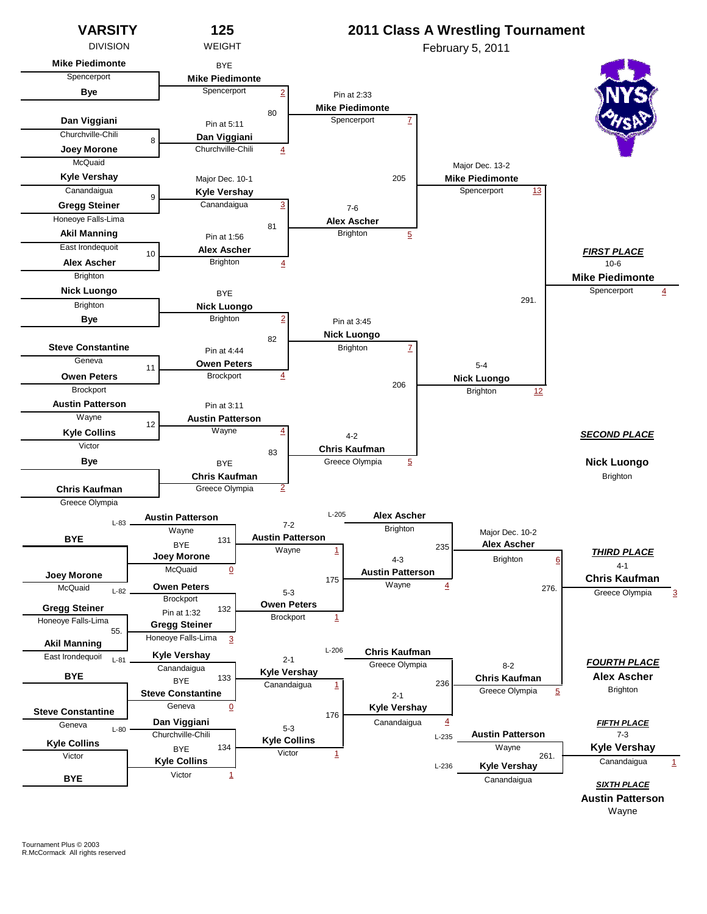# VARSITY DIVISION — 125 WEIGHT

## 2011 Class A Wrestling Tournament

February 5, 2011

### Championship Bracket

**First Round**

- Bout: Mike Piedimonte (Spencerport) vs Bye — BYE: **Mike Piedimonte**, Spencerport, 2
- Bout 8: Dan Viggiani (Churchville-Chili) vs Joey Morone (McQuaid) — Pin at 5:11: **Dan Viggiani**, Churchville-Chili, 4
- Bout 9: Kyle Vershay (Canandaigua) vs Gregg Steiner (Honeoye Falls-Lima) — Major Dec. 10-1: **Kyle Vershay**, Canandaigua, 3
- Bout 10: Akil Manning (East Irondequoit) vs Alex Ascher (Brighton) — Pin at 1:56: **Alex Ascher**, Brighton, 4
- Bout: Nick Luongo (Brighton) vs Bye — BYE: **Nick Luongo**, Brighton, 2
- Bout 11: Steve Constantine (Geneva) vs Owen Peters (Brockport) — Pin at 4:44: **Owen Peters**, Brockport, 4
- Bout 12: Austin Patterson (Wayne) vs Kyle Collins (Victor) — Pin at 3:11: **Austin Patterson**, Wayne, 4
- Bout: Bye vs Chris Kaufman (Greece Olympia) — BYE: **Chris Kaufman**, Greece Olympia, 2

**Quarterfinals**

- Bout 80: Pin at 2:33 — **Mike Piedimonte**, Spencerport, 7
- Bout 81: 7-6 — **Alex Ascher**, Brighton, 5
- Bout 82: Pin at 3:45 — **Nick Luongo**, Brighton, 7
- Bout 83: 4-2 — **Chris Kaufman**, Greece Olympia, 5

**Semifinals**

- Bout 205: Major Dec. 13-2 — **Mike Piedimonte**, Spencerport, 13
- Bout 206: 5-4 — **Nick Luongo**, Brighton, 12

**Final**

- Bout 291.: **FIRST PLACE** — 10-6 — **Mike Piedimonte**, Spencerport, 4
- **SECOND PLACE** — **Nick Luongo**, Brighton

### Consolation Bracket

**Consolation First Round**

- Bout 131 (L-83): Austin Patterson (Wayne) vs BYE — BYE: **Joey Morone**, McQuaid, 0
- Bout 131: Austin Patterson, Wayne
- Bout 132 (L-82): Owen Peters (Brockport) — Pin at 1:32: **Gregg Steiner**, Honeoye Falls-Lima, 3
- Bout 55.: Gregg Steiner (Honeoye Falls-Lima) vs Akil Manning (East Irondequoit)
- Bout 133 (L-81): Kyle Vershay (Canandaigua) vs BYE — BYE: **Steve Constantine**, Geneva, 0
- Bout 134 (L-80): Dan Viggiani (Churchville-Chili) — BYE: **Kyle Collins**, Victor, 1
- Kyle Collins (Victor) vs BYE

**Consolation Second Round**

- Bout 131: 7-2 — **Austin Patterson**, Wayne, 1
- Bout 132: 5-3 — **Owen Peters**, Brockport, 1
- Bout 133: 2-1 — **Kyle Vershay**, Canandaigua, 1
- Bout 134: 5-3 — **Kyle Collins**, Victor, 1

**Consolation Quarterfinals**

- Bout 175: L-205 Alex Ascher (Brighton) — 4-3 — **Austin Patterson**, Wayne, 4
- Bout 176: L-206 Chris Kaufman (Greece Olympia) — 2-1 — **Kyle Vershay**, Canandaigua, 4

**Consolation Semifinals**

- Bout 235: Major Dec. 10-2 — **Alex Ascher**, Brighton, 6
- Bout 236: 8-2 — **Chris Kaufman**, Greece Olympia, 5

**Placement Bouts**

- Bout 276.: **THIRD PLACE** — 4-1 — **Chris Kaufman**, Greece Olympia, 3
- **FOURTH PLACE** — **Alex Ascher**, Brighton
- Bout 261.: L-235 Austin Patterson (Wayne) vs L-236 Kyle Vershay (Canandaigua)
- **FIFTH PLACE** — 7-3 — **Kyle Vershay**, Canandaigua, 1
- **SIXTH PLACE** — **Austin Patterson**, Wayne

Tournament Plus © 2003
R.McCormack All rights reserved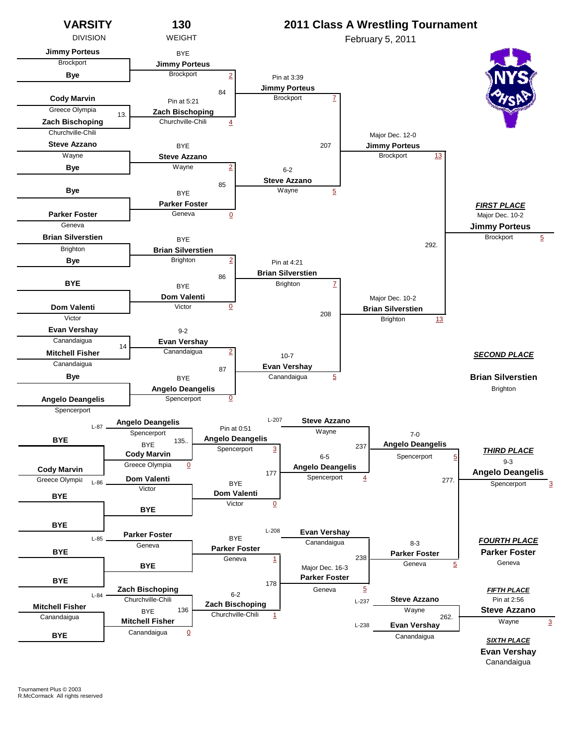# VARSITY

DIVISION

# 130

WEIGHT

# 2011 Class A Wrestling Tournament

February 5, 2011

## Championship Bracket

**Jimmy Porteus** — Brockport
**Bye**

BYE
**Jimmy Porteus** — Brockport 2

84

**Cody Marvin** — Greece Olympia
13.
**Zach Bischoping** — Churchville-Chili

Pin at 5:21
**Zach Bischoping** — Churchville-Chili 4

Pin at 3:39
**Jimmy Porteus** — Brockport 7

**Steve Azzano** — Wayne
**Bye**

BYE
**Steve Azzano** — Wayne 2

85

**Bye**
**Parker Foster** — Geneva

BYE
**Parker Foster** — Geneva 0

6-2
**Steve Azzano** — Wayne 5

207

Major Dec. 12-0
**Jimmy Porteus** — Brockport 13

**Brian Silverstien** — Brighton
**Bye**

BYE
**Brian Silverstien** — Brighton 2

86

**BYE**
**Dom Valenti** — Victor

BYE
**Dom Valenti** — Victor 0

Pin at 4:21
**Brian Silverstien** — Brighton 7

**Evan Vershay** — Canandaigua
14
**Mitchell Fisher** — Canandaigua

9-2
**Evan Vershay** — Canandaigua 2

87

**Bye**
**Angelo Deangelis** — Spencerport

BYE
**Angelo Deangelis** — Spencerport 0

10-7
**Evan Vershay** — Canandaigua 5

208

Major Dec. 10-2
**Brian Silverstien** — Brighton 13

292.

***FIRST PLACE***
Major Dec. 10-2
**Jimmy Porteus** — Brockport 5

***SECOND PLACE***
**Brian Silverstien** — Brighton

## Consolation Bracket

L-87
**BYE**

**Angelo Deangelis** — Spencerport
BYE
135..
**Cody Marvin** — Greece Olympia 0

**Cody Marvin** — Greece Olympia

Pin at 0:51
**Angelo Deangelis** — Spencerport 3

L-86
**Dom Valenti** — Victor
**BYE**

**BYE**

BYE
**Dom Valenti** — Victor 0

177

L-207
**Steve Azzano** — Wayne
237
6-5
**Angelo Deangelis** — Spencerport 4

7-0
**Angelo Deangelis** — Spencerport 5

277.

***THIRD PLACE***
9-3
**Angelo Deangelis** — Spencerport 3

**BYE**
L-85
**Parker Foster** — Geneva
**BYE**

**BYE**

BYE
**Parker Foster** — Geneva 1

**BYE**
L-84
**Zach Bischoping** — Churchville-Chili
**Mitchell Fisher** — Canandaigua

BYE
136
**Mitchell Fisher** — Canandaigua 0

**BYE**

6-2
**Zach Bischoping** — Churchville-Chili 1

178

L-208
**Evan Vershay** — Canandaigua
238
Major Dec. 16-3
**Parker Foster** — Geneva 5

8-3
**Parker Foster** — Geneva 5

***FOURTH PLACE***
**Parker Foster** — Geneva

L-237
**Steve Azzano** — Wayne
262.
L-238
**Evan Vershay** — Canandaigua

***FIFTH PLACE***
Pin at 2:56
**Steve Azzano** — Wayne 3

***SIXTH PLACE***
**Evan Vershay** — Canandaigua

Tournament Plus © 2003
R.McCormack All rights reserved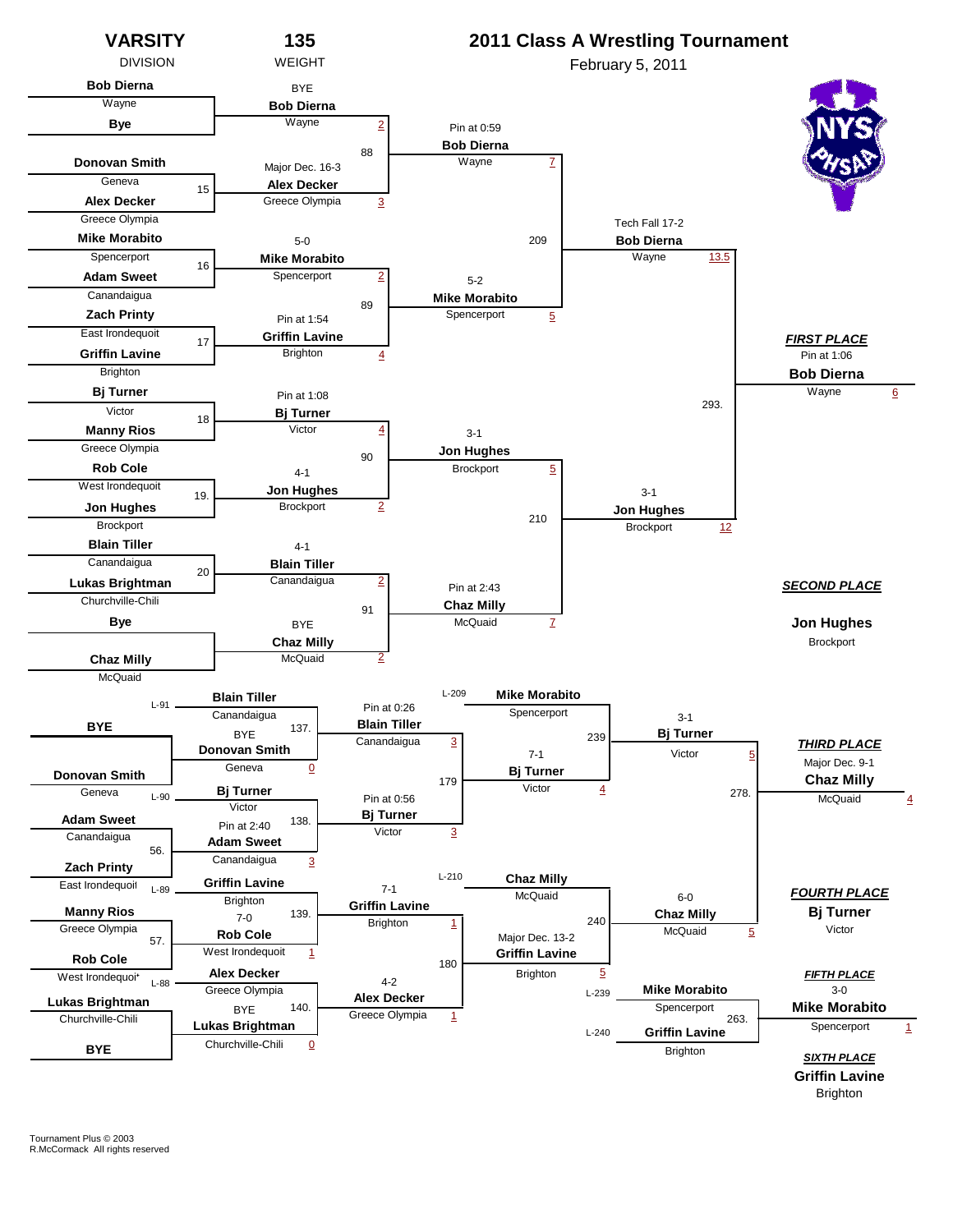# 2011 Class A Wrestling Tournament

February 5, 2011

**VARSITY** DIVISION

**135** WEIGHT

## Championship Bracket

### First Round / Quarterfinals

- Bout 15: **Bob Dierna** (Wayne) vs **Bye** — BYE — **Bob Dierna** (Wayne) 2
- Bout 15: **Donovan Smith** (Geneva) vs **Alex Decker** (Greece Olympia) — Major Dec. 16-3 — **Alex Decker** (Greece Olympia) 3
- Bout 16: **Mike Morabito** (Spencerport) vs **Adam Sweet** (Canandaigua) — 5-0 — **Mike Morabito** (Spencerport) 2
- Bout 17: **Zach Printy** (East Irondequoit) vs **Griffin Lavine** (Brighton) — Pin at 1:54 — **Griffin Lavine** (Brighton) 4
- Bout 18: **Bj Turner** (Victor) vs **Manny Rios** (Greece Olympia) — Pin at 1:08 — **Bj Turner** (Victor) 4
- Bout 19.: **Rob Cole** (West Irondequoit) vs **Jon Hughes** (Brockport) — 4-1 — **Jon Hughes** (Brockport) 2
- Bout 20: **Blain Tiller** (Canandaigua) vs **Lukas Brightman** (Churchville-Chili) — 4-1 — **Blain Tiller** (Canandaigua) 2
- **Bye** vs **Chaz Milly** (McQuaid) — BYE — **Chaz Milly** (McQuaid) 2

### Quarterfinals

- Bout 88: Bob Dierna vs Alex Decker — Pin at 0:59 — **Bob Dierna** (Wayne) 7
- Bout 89: Mike Morabito vs Griffin Lavine — 5-2 — **Mike Morabito** (Spencerport) 5
- Bout 90: Bj Turner vs Jon Hughes — 3-1 — **Jon Hughes** (Brockport) 5
- Bout 91: Blain Tiller vs Chaz Milly — Pin at 2:43 — **Chaz Milly** (McQuaid) 7

### Semifinals

- Bout 209: Bob Dierna vs Mike Morabito — Tech Fall 17-2 — **Bob Dierna** (Wayne) 13.5
- Bout 210: Jon Hughes vs Chaz Milly — 3-1 — **Jon Hughes** (Brockport) 12

### Final

- Bout 293.: Bob Dierna vs Jon Hughes — Pin at 1:06 — **Bob Dierna** (Wayne) 6

## Consolation Bracket

### First Consolation Round

- Bout 56.: L-90 **Donovan Smith** (Geneva) vs **Adam Sweet** (Canandaigua) — Pin at 2:40 — **Adam Sweet** (Canandaigua) 3
- Bout 57.: L-89 **Zach Printy** (East Irondequoit) vs **Manny Rios** (Greece Olympia) — 7-0 — **Rob Cole** (West Irondequoit) 1
- L-91 **BYE** vs **Donovan Smith** (Geneva) — BYE — **Donovan Smith** (Geneva) 0
- L-88 **Rob Cole** (West Irondequoit) vs **Lukas Brightman** (Churchville-Chili)
- **BYE** — BYE — **Lukas Brightman** (Churchville-Chili) 0

### Second Consolation Round

- Bout 137.: **Blain Tiller** (Canandaigua) vs **Donovan Smith** (Geneva) — Pin at 0:26 — **Blain Tiller** (Canandaigua) 3
- Bout 138.: **Bj Turner** (Victor) vs **Adam Sweet** (Canandaigua) — Pin at 0:56 — **Bj Turner** (Victor) 3
- Bout 139.: **Griffin Lavine** (Brighton) vs **Rob Cole** (West Irondequoit) — 7-1 — **Griffin Lavine** (Brighton) 1
- Bout 140.: **Alex Decker** (Greece Olympia) vs **Lukas Brightman** (Churchville-Chili) — 4-2 — **Alex Decker** (Greece Olympia) 1

### Third Consolation Round

- Bout 179: **Blain Tiller** vs **Bj Turner** — 7-1 — **Bj Turner** (Victor) 4
- Bout 180: **Griffin Lavine** vs **Alex Decker** — Major Dec. 13-2 — **Griffin Lavine** (Brighton) 5

### Consolation Semifinals

- Bout 239: L-209 **Mike Morabito** (Spencerport) vs **Bj Turner** (Victor) — 3-1 — **Bj Turner** (Victor) 5
- Bout 240: L-210 **Chaz Milly** (McQuaid) vs **Griffin Lavine** (Brighton) — 6-0 — **Chaz Milly** (McQuaid) 5

### Third Place

- Bout 278.: Bj Turner vs Chaz Milly — Major Dec. 9-1 — **Chaz Milly** (McQuaid) 4

### Fifth Place

- Bout 263.: L-239 **Mike Morabito** (Spencerport) vs L-240 **Griffin Lavine** (Brighton) — 3-0 — **Mike Morabito** (Spencerport) 1

## Final Placements

***FIRST PLACE*** — Pin at 1:06 — **Bob Dierna**, Wayne 6

***SECOND PLACE*** — **Jon Hughes**, Brockport

***THIRD PLACE*** — Major Dec. 9-1 — **Chaz Milly**, McQuaid 4

***FOURTH PLACE*** — **Bj Turner**, Victor

***FIFTH PLACE*** — 3-0 — **Mike Morabito**, Spencerport 1

***SIXTH PLACE*** — **Griffin Lavine**, Brighton

Tournament Plus © 2003
R.McCormack All rights reserved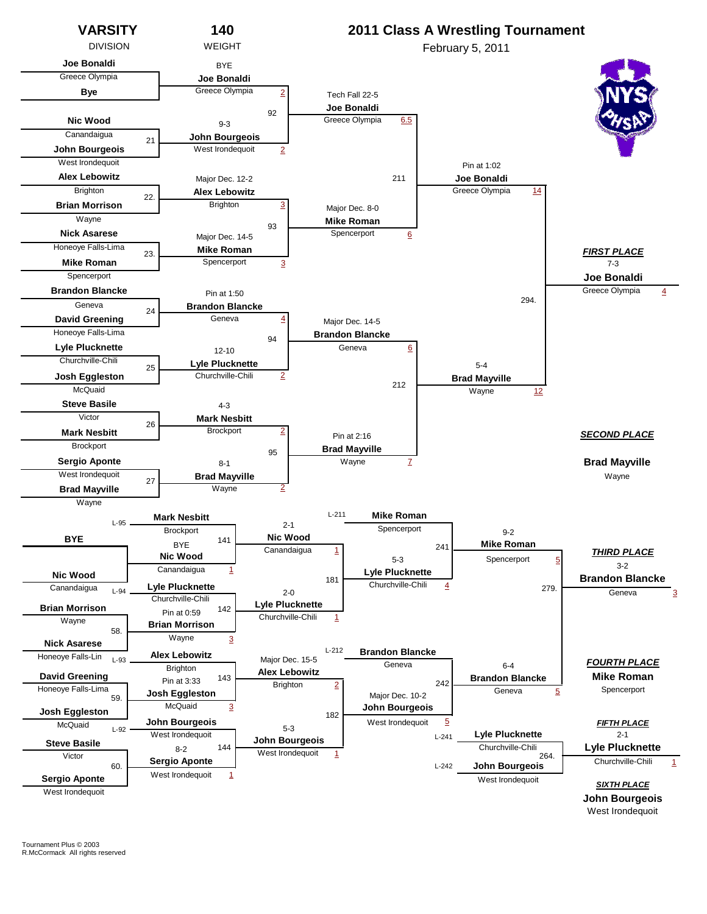# 2011 Class A Wrestling Tournament

**VARSITY** DIVISION — **140** WEIGHT

February 5, 2011

## Championship Bracket

### First Round

| Bout | Wrestler | Team | Wrestler | Team | Result | Winner | Team |
|---|---|---|---|---|---|---|---|
| | Joe Bonaldi | Greece Olympia | Bye | | BYE | Joe Bonaldi | Greece Olympia |
| 21 | Nic Wood | Canandaigua | John Bourgeois | West Irondequoit | 9-3 | John Bourgeois | West Irondequoit |
| 22. | Alex Lebowitz | Brighton | Brian Morrison | Wayne | Major Dec. 12-2 | Alex Lebowitz | Brighton |
| 23. | Nick Asarese | Honeoye Falls-Lima | Mike Roman | Spencerport | Major Dec. 14-5 | Mike Roman | Spencerport |
| 24 | Brandon Blancke | Geneva | David Greening | Honeoye Falls-Lima | Pin at 1:50 | Brandon Blancke | Geneva |
| 25 | Lyle Plucknette | Churchville-Chili | Josh Eggleston | McQuaid | 12-10 | Lyle Plucknette | Churchville-Chili |
| 26 | Steve Basile | Victor | Mark Nesbitt | Brockport | 4-3 | Mark Nesbitt | Brockport |
| 27 | Sergio Aponte | West Irondequoit | Brad Mayville | Wayne | 8-1 | Brad Mayville | Wayne |

### Quarterfinals

| Bout | Result | Winner | Team |
|---|---|---|---|
| 92 | Tech Fall 22-5 | Joe Bonaldi | Greece Olympia |
| 93 | Major Dec. 8-0 | Mike Roman | Spencerport |
| 94 | Major Dec. 14-5 | Brandon Blancke | Geneva |
| 95 | Pin at 2:16 | Brad Mayville | Wayne |

### Semifinals

| Bout | Result | Winner | Team |
|---|---|---|---|
| 211 | Pin at 1:02 | Joe Bonaldi | Greece Olympia |
| 212 | 5-4 | Brad Mayville | Wayne |

### Final

| Bout | Result | Winner | Team |
|---|---|---|---|
| 294. | 7-3 | Joe Bonaldi | Greece Olympia |

## Consolation Bracket

| Bout | Wrestler | Team | Wrestler | Team | Result | Winner | Team |
|---|---|---|---|---|---|---|---|
| 141 | Mark Nesbitt (L-95) | Brockport | BYE | | BYE | Nic Wood | Canandaigua |
| | | | Nic Wood | Canandaigua | | | |
| 58. | Brian Morrison | Wayne | Nick Asarese | Honeoye Falls-Lin | | Brian Morrison | Wayne |
| 142 | Lyle Plucknette (L-94) | Churchville-Chili | Brian Morrison | Wayne | Pin at 0:59 | Lyle Plucknette | Churchville-Chili |
| 59. | David Greening | Honeoye Falls-Lima | Josh Eggleston | McQuaid | | Josh Eggleston | McQuaid |
| 143 | Alex Lebowitz (L-93) | Brighton | Josh Eggleston | McQuaid | Pin at 3:33 | Alex Lebowitz | Brighton |
| 60. | Steve Basile | Victor | Sergio Aponte | West Irondequoit | | Sergio Aponte | West Irondequoit |
| 144 | John Bourgeois (L-92) | West Irondequoit | Sergio Aponte | West Irondequoit | 8-2 | John Bourgeois | West Irondequoit |
| 181 | Nic Wood | Canandaigua | Lyle Plucknette | Churchville-Chili | 2-0 | Lyle Plucknette | Churchville-Chili |
| 182 | Alex Lebowitz | Brighton | John Bourgeois | West Irondequoit | 5-3 | John Bourgeois | West Irondequoit |
| 241 | Mike Roman (L-211) | Spencerport | Lyle Plucknette | Churchville-Chili | 5-3 | Mike Roman | Spencerport |
| 242 | Brandon Blancke (L-212) | Geneva | John Bourgeois | West Irondequoit | Major Dec. 10-2 | Brandon Blancke | Geneva |
| 279. | Mike Roman | Spencerport | Brandon Blancke | Geneva | 9-2 / 6-4 | Brandon Blancke | Geneva |
| 264. | Lyle Plucknette (L-241) | Churchville-Chili | John Bourgeois (L-242) | West Irondequoit | 2-1 | Lyle Plucknette | Churchville-Chili |

## Final Placings

| Place | Wrestler | Team | Result |
|---|---|---|---|
| ***FIRST PLACE*** | Joe Bonaldi | Greece Olympia | 7-3 |
| ***SECOND PLACE*** | Brad Mayville | Wayne | |
| ***THIRD PLACE*** | Brandon Blancke | Geneva | 3-2 |
| ***FOURTH PLACE*** | Mike Roman | Spencerport | |
| ***FIFTH PLACE*** | Lyle Plucknette | Churchville-Chili | 2-1 |
| ***SIXTH PLACE*** | John Bourgeois | West Irondequoit | |

Tournament Plus © 2003
R.McCormack All rights reserved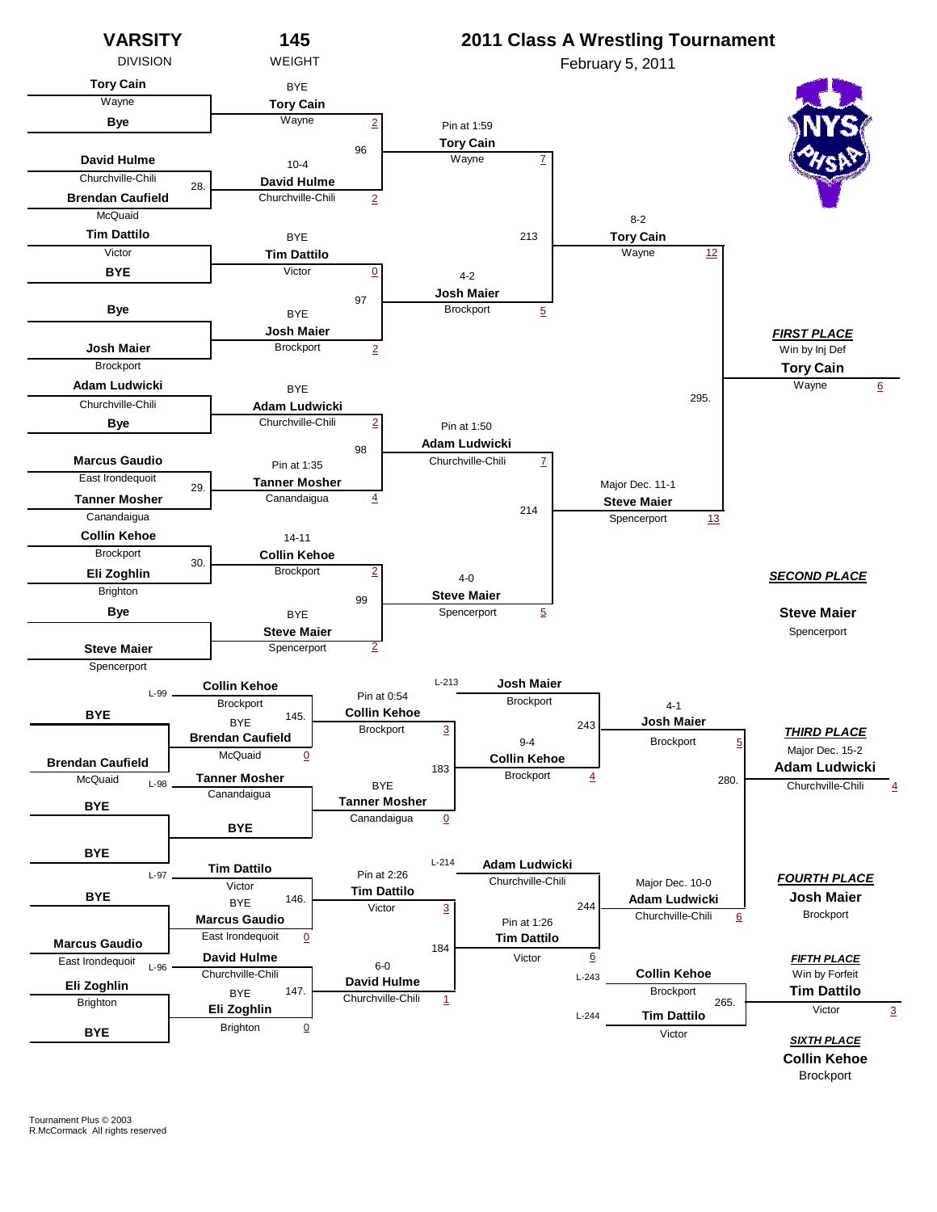# VARSITY DIVISION — 145 WEIGHT

## 2011 Class A Wrestling Tournament

February 5, 2011

### Championship Bracket

**First Round**

- Tory Cain (Wayne) vs Bye
- 28. David Hulme (Churchville-Chili) vs Brendan Caufield (McQuaid)
- Tim Dattilo (Victor) vs BYE
- Bye vs Josh Maier (Brockport)
- Adam Ludwicki (Churchville-Chili) vs Bye
- 29. Marcus Gaudio (East Irondequoit) vs Tanner Mosher (Canandaigua)
- 30. Collin Kehoe (Brockport) vs Eli Zoghlin (Brighton)
- Bye vs Steve Maier (Spencerport)

**Second Round**

- BYE — Tory Cain (Wayne) 2
- 10-4 — David Hulme (Churchville-Chili) 2
- 96. Tory Cain vs David Hulme
- BYE — Tim Dattilo (Victor) 0
- BYE — Josh Maier (Brockport) 2
- 97. Tim Dattilo vs Josh Maier
- BYE — Adam Ludwicki (Churchville-Chili) 2
- Pin at 1:35 — Tanner Mosher (Canandaigua) 4
- 98. Adam Ludwicki vs Tanner Mosher
- 14-11 — Collin Kehoe (Brockport) 2
- BYE — Steve Maier (Spencerport) 2
- 99. Collin Kehoe vs Steve Maier

**Quarterfinals**

- Pin at 1:59 — Tory Cain (Wayne) 7
- 4-2 — Josh Maier (Brockport) 5
- 213. Tory Cain vs Josh Maier
- Pin at 1:50 — Adam Ludwicki (Churchville-Chili) 7
- 4-0 — Steve Maier (Spencerport) 5
- 214. Adam Ludwicki vs Steve Maier

**Semifinals**

- 8-2 — Tory Cain (Wayne) 12
- Major Dec. 11-1 — Steve Maier (Spencerport) 13
- 295. Tory Cain vs Steve Maier

**FIRST PLACE**

Win by Inj Def — **Tory Cain** (Wayne) 6

**SECOND PLACE**

**Steve Maier** (Spencerport)

### Consolation Bracket

**First Round**

- L-99 BYE vs Brendan Caufield (McQuaid) L-98
- BYE vs BYE
- L-97 BYE vs Marcus Gaudio (East Irondequoit) L-96
- Eli Zoghlin (Brighton) vs BYE

**Second Round**

- 145. Collin Kehoe (Brockport) vs BYE — Brendan Caufield (McQuaid) 0
- Tanner Mosher (Canandaigua) vs BYE
- 146. Tim Dattilo (Victor) vs BYE — Marcus Gaudio (East Irondequoit) 0
- 147. David Hulme (Churchville-Chili) vs BYE — Eli Zoghlin (Brighton) 0

**Third Round**

- Pin at 0:54 — Collin Kehoe (Brockport) 3
- BYE — Tanner Mosher (Canandaigua) 0
- 183. Collin Kehoe vs Tanner Mosher
- Pin at 2:26 — Tim Dattilo (Victor) 3
- 6-0 — David Hulme (Churchville-Chili) 1
- 184. Tim Dattilo vs David Hulme

**Fourth Round**

- L-213 Josh Maier (Brockport) vs 9-4 Collin Kehoe (Brockport) 4
- 243. Josh Maier vs Collin Kehoe
- L-214 Adam Ludwicki (Churchville-Chili) vs Pin at 1:26 Tim Dattilo (Victor) 6
- 244. Adam Ludwicki vs Tim Dattilo

**Consolation Finals**

- 4-1 — Josh Maier (Brockport) 5
- Major Dec. 10-0 — Adam Ludwicki (Churchville-Chili) 6
- 280. Josh Maier vs Adam Ludwicki
- L-243 Collin Kehoe (Brockport) vs L-244 Tim Dattilo (Victor)
- 265. Collin Kehoe vs Tim Dattilo

**THIRD PLACE**

Major Dec. 15-2 — **Adam Ludwicki** (Churchville-Chili) 4

**FOURTH PLACE**

**Josh Maier** (Brockport)

**FIFTH PLACE**

Win by Forfeit — **Tim Dattilo** (Victor) 3

**SIXTH PLACE**

**Collin Kehoe** (Brockport)

Tournament Plus © 2003
R.McCormack All rights reserved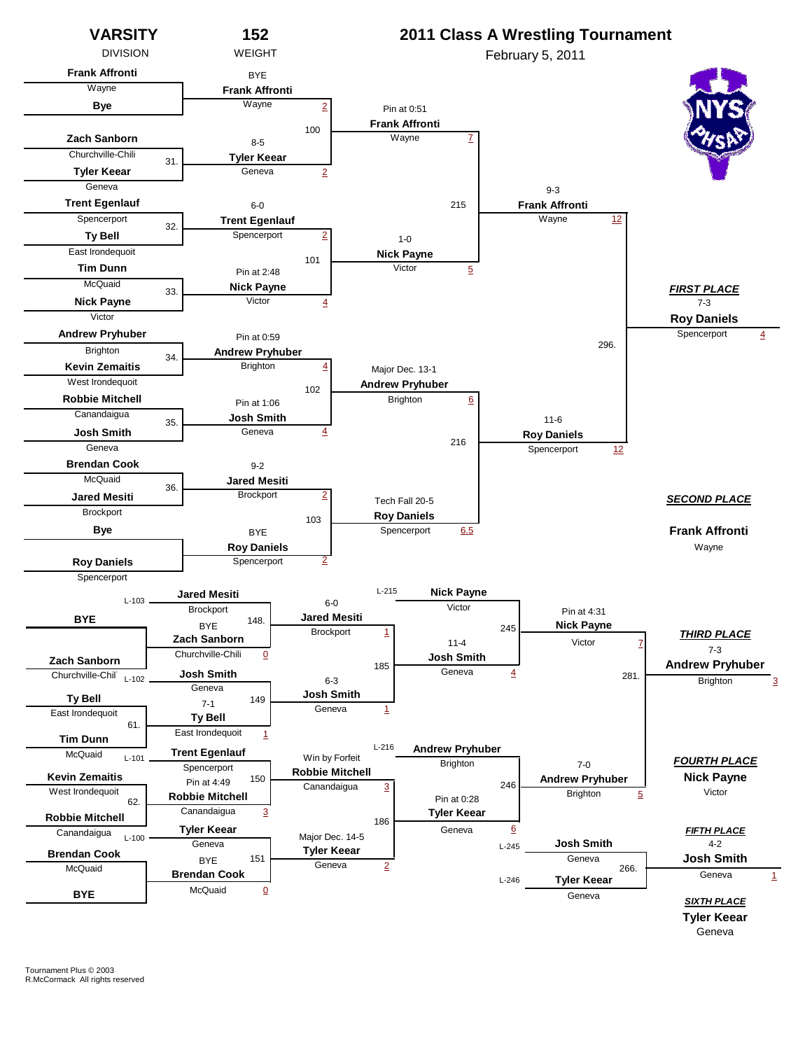# VARSITY — DIVISION

# 152 — WEIGHT

# 2011 Class A Wrestling Tournament

February 5, 2011

## Championship Bracket

**First Round**

- Frank Affronti (Wayne) vs Bye
- 31. Zach Sanborn (Churchville-Chili) vs Tyler Keear (Geneva)
- 32. Trent Egenlauf (Spencerport) vs Ty Bell (East Irondequoit)
- 33. Tim Dunn (McQuaid) vs Nick Payne (Victor)
- 34. Andrew Pryhuber (Brighton) vs Kevin Zemaitis (West Irondequoit)
- 35. Robbie Mitchell (Canandaigua) vs Josh Smith (Geneva)
- 36. Brendan Cook (McQuaid) vs Jared Mesiti (Brockport)
- Bye vs Roy Daniels (Spencerport)

**Second Round**

- BYE — Frank Affronti, Wayne 2
- 8-5 — Tyler Keear, Geneva 2
- 6-0 — Trent Egenlauf, Spencerport 2
- Pin at 2:48 — Nick Payne, Victor 4
- Pin at 0:59 — Andrew Pryhuber, Brighton 4
- Pin at 1:06 — Josh Smith, Geneva 4
- 9-2 — Jared Mesiti, Brockport 2
- BYE — Roy Daniels, Spencerport 2

**Quarterfinals**

- 100. Pin at 0:51 — Frank Affronti, Wayne 7
- 101. 1-0 — Nick Payne, Victor 5
- 102. Major Dec. 13-1 — Andrew Pryhuber, Brighton 6
- 103. Tech Fall 20-5 — Roy Daniels, Spencerport 6.5

**Semifinals**

- 215. 9-3 — Frank Affronti, Wayne 12
- 216. 11-6 — Roy Daniels, Spencerport 12

**Final**

- 296.

***FIRST PLACE***

7-3

**Roy Daniels**

Spencerport 4

***SECOND PLACE***

**Frank Affronti**

Wayne

## Consolation Bracket

**First Round**

- L-103 Jared Mesiti (Brockport) — 148. BYE vs BYE — Zach Sanborn, Churchville-Chili 0
- L-102 Josh Smith (Geneva) — 149. Zach Sanborn (Churchville-Chili) vs Ty Bell (East Irondequoit): 7-1 — Ty Bell, East Irondequoit 1
- 61. Ty Bell (East Irondequoit) vs Tim Dunn (McQuaid)
- L-101 Trent Egenlauf (Spencerport) — 150. Pin at 4:49 — Robbie Mitchell, Canandaigua 3
- 62. Kevin Zemaitis (West Irondequoit) vs Robbie Mitchell (Canandaigua)
- L-100 Tyler Keear (Geneva) — 151. Brendan Cook (McQuaid) vs BYE: BYE — Brendan Cook, McQuaid 0

**Second Round**

- 6-0 — Jared Mesiti, Brockport 1
- 6-3 — Josh Smith, Geneva 1
- Win by Forfeit — Robbie Mitchell, Canandaigua 3
- Major Dec. 14-5 — Tyler Keear, Geneva 2

**Third Round**

- 185. 11-4 — Josh Smith, Geneva 4
- 186. Pin at 0:28 — Tyler Keear, Geneva 6

**Fourth Round**

- 245. L-215 Nick Payne (Victor) vs Josh Smith: Pin at 4:31 — Nick Payne, Victor 7
- 246. L-216 Andrew Pryhuber (Brighton) vs Tyler Keear: 7-0 — Andrew Pryhuber, Brighton 5

**Third Place Match**

- 281.

***THIRD PLACE***

7-3

**Andrew Pryhuber**

Brighton 3

***FOURTH PLACE***

**Nick Payne**

Victor

**Fifth Place Match**

- 266. L-245 Josh Smith (Geneva) vs L-246 Tyler Keear (Geneva)

***FIFTH PLACE***

4-2

**Josh Smith**

Geneva 1

***SIXTH PLACE***

**Tyler Keear**

Geneva

Tournament Plus © 2003
R.McCormack All rights reserved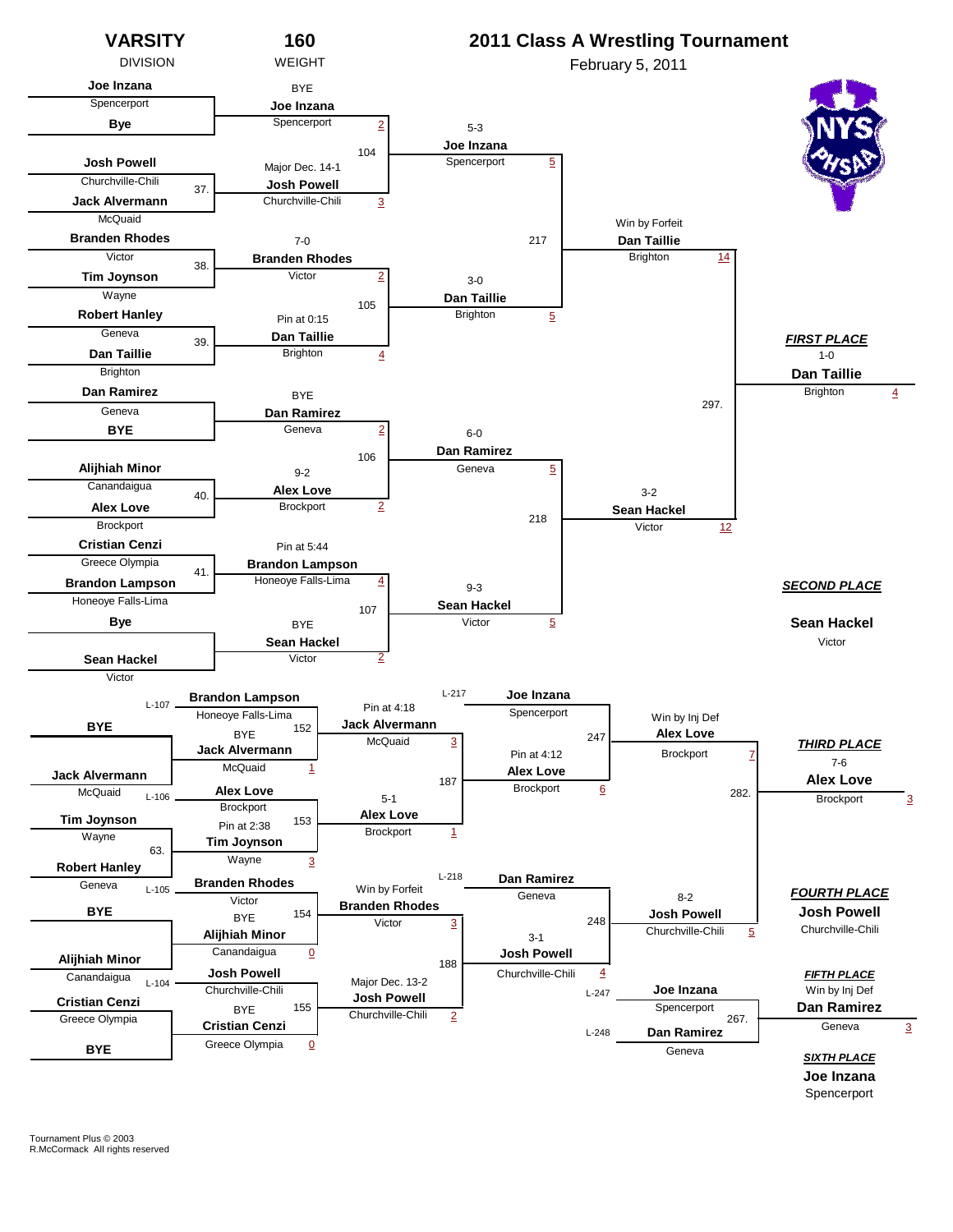# VARSITY — 160 — 2011 Class A Wrestling Tournament

DIVISION — WEIGHT — February 5, 2011

## Championship Bracket

**First Round**

- Joe Inzana (Spencerport) vs Bye — BYE: **Joe Inzana** (Spencerport) 2
- 37. Josh Powell (Churchville-Chili) vs Jack Alvermann (McQuaid) — Major Dec. 14-1: **Josh Powell** (Churchville-Chili) 3
- 38. Branden Rhodes (Victor) vs Tim Joynson (Wayne) — 7-0: **Branden Rhodes** (Victor) 2
- 39. Robert Hanley (Geneva) vs Dan Taillie (Brighton) — Pin at 0:15: **Dan Taillie** (Brighton) 4
- Dan Ramirez (Geneva) vs BYE — BYE: **Dan Ramirez** (Geneva) 2
- 40. Alijhiah Minor (Canandaigua) vs Alex Love (Brockport) — 9-2: **Alex Love** (Brockport) 2
- 41. Cristian Cenzi (Greece Olympia) vs Brandon Lampson (Honeoye Falls-Lima) — Pin at 5:44: **Brandon Lampson** (Honeoye Falls-Lima) 4
- Bye vs Sean Hackel (Victor) — BYE: **Sean Hackel** (Victor) 2

**Quarterfinals**

- 104. 5-3: **Joe Inzana** (Spencerport) 5
- 105. 3-0: **Dan Taillie** (Brighton) 5
- 106. 6-0: **Dan Ramirez** (Geneva) 5
- 107. 9-3: **Sean Hackel** (Victor) 5

**Semifinals**

- 217. Win by Forfeit: **Dan Taillie** (Brighton) 14
- 218. 3-2: **Sean Hackel** (Victor) 12

**Final**

- 297.

### FIRST PLACE
1-0
**Dan Taillie**
Brighton 4

### SECOND PLACE
**Sean Hackel**
Victor

## Consolation Bracket

- L-107 BYE vs L-106 Jack Alvermann (McQuaid)
  - Brandon Lampson (Honeoye Falls-Lima) vs BYE — 152. BYE: **Jack Alvermann** (McQuaid) 1
- 63. Tim Joynson (Wayne) vs L-105 Robert Hanley (Geneva)
  - Alex Love (Brockport) vs — 153. Pin at 2:38: **Tim Joynson** (Wayne) 3
- L-104 BYE vs Alijhiah Minor (Canandaigua)
  - Branden Rhodes (Victor) vs — 154. BYE: **Alijhiah Minor** (Canandaigua) 0
- Cristian Cenzi (Greece Olympia) vs BYE
  - Josh Powell (Churchville-Chili) vs — 155. BYE: **Cristian Cenzi** (Greece Olympia) 0

**Consolation Round 2**

- 187. Pin at 4:18: **Jack Alvermann** (McQuaid) 3 vs 5-1: **Alex Love** (Brockport) 1
- 188. Win by Forfeit: **Branden Rhodes** (Victor) 3 vs Major Dec. 13-2: **Josh Powell** (Churchville-Chili) 2

**Consolation Semifinals**

- 247. L-217 Joe Inzana (Spencerport) vs Pin at 4:12: **Alex Love** (Brockport) 6
- 248. L-218 Dan Ramirez (Geneva) vs 3-1: **Josh Powell** (Churchville-Chili) 4

**Third Place Match**

- 282. Win by Inj Def: **Alex Love** (Brockport) 7 vs 8-2: **Josh Powell** (Churchville-Chili) 5

**Fifth Place Match**

- 267. L-247 Joe Inzana (Spencerport) vs L-248 Dan Ramirez (Geneva)

### THIRD PLACE
7-6
**Alex Love**
Brockport 3

### FOURTH PLACE
**Josh Powell**
Churchville-Chili

### FIFTH PLACE
Win by Inj Def
**Dan Ramirez**
Geneva 3

### SIXTH PLACE
**Joe Inzana**
Spencerport

Tournament Plus © 2003
R.McCormack All rights reserved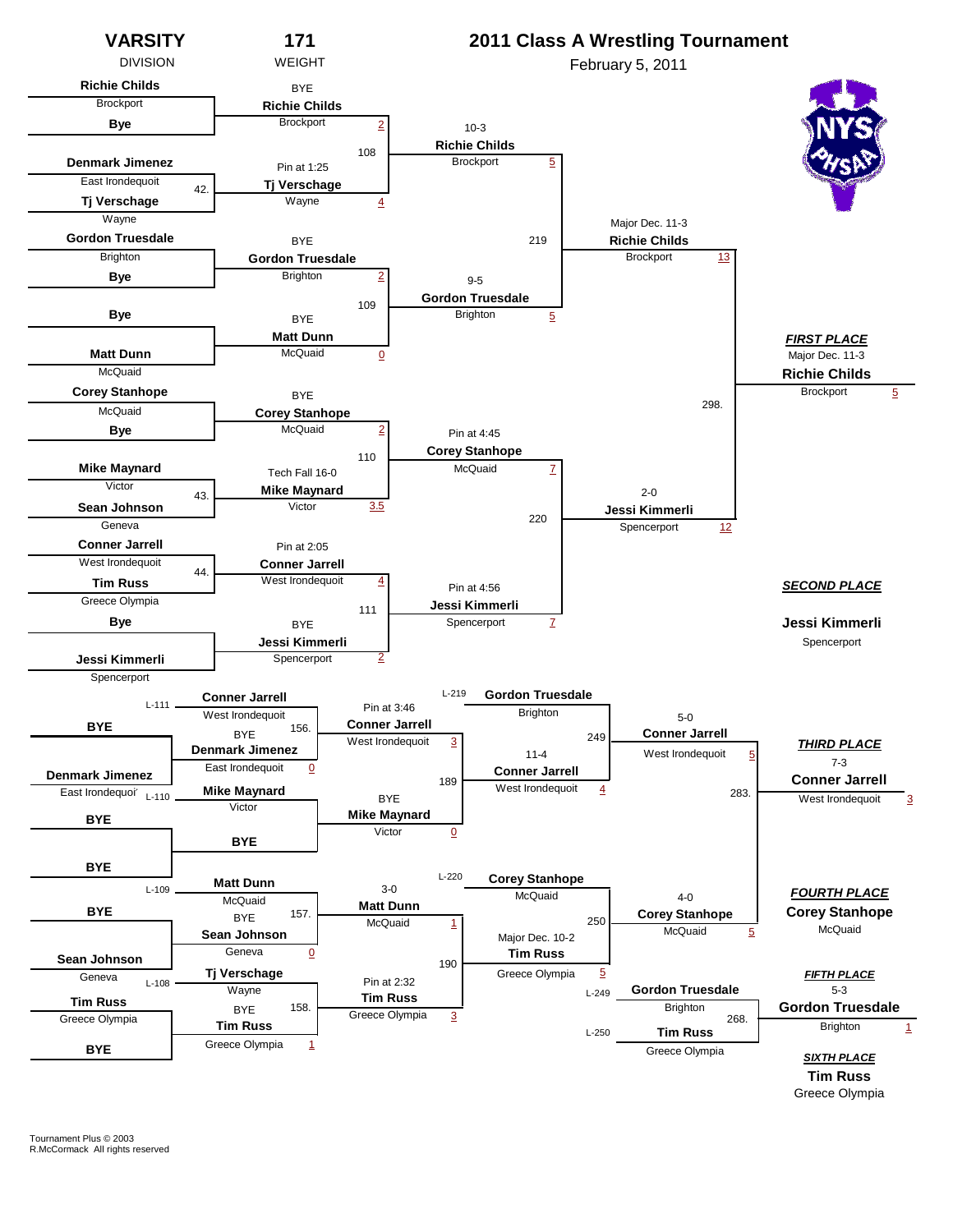# VARSITY 171 — 2011 Class A Wrestling Tournament

DIVISION WEIGHT

February 5, 2011

## Championship Bracket

**First Round**

- Richie Childs (Brockport) vs Bye
- 42. Denmark Jimenez (East Irondequoit) vs Tj Verschage (Wayne)
- Gordon Truesdale (Brighton) vs Bye
- Bye vs Matt Dunn (McQuaid)
- Corey Stanhope (McQuaid) vs Bye
- 43. Mike Maynard (Victor) vs Sean Johnson (Geneva)
- 44. Conner Jarrell (West Irondequoit) vs Tim Russ (Greece Olympia)
- Bye vs Jessi Kimmerli (Spencerport)

**Quarterfinals**

- 108. BYE — Richie Childs (Brockport) 2; Pin at 1:25 — Tj Verschage (Wayne) 4
- 109. BYE — Gordon Truesdale (Brighton) 2; BYE — Matt Dunn (McQuaid) 0
- 110. BYE — Corey Stanhope (McQuaid) 2; Tech Fall 16-0 — Mike Maynard (Victor) 3.5
- 111. Pin at 2:05 — Conner Jarrell (West Irondequoit) 4; BYE — Jessi Kimmerli (Spencerport) 2

**Semifinals**

- 219. 10-3 — Richie Childs (Brockport) 5; 9-5 — Gordon Truesdale (Brighton) 5
- 220. Pin at 4:45 — Corey Stanhope (McQuaid) 7; Pin at 4:56 — Jessi Kimmerli (Spencerport) 7

**Finals**

- 298. Major Dec. 11-3 — Richie Childs (Brockport) 13; 2-0 — Jessi Kimmerli (Spencerport) 12

***FIRST PLACE***
Major Dec. 11-3
**Richie Childs**
Brockport 5

***SECOND PLACE***
**Jessi Kimmerli**
Spencerport

## Consolation Bracket

**First Round**

- 156. L-111 BYE vs Denmark Jimenez (East Irondequoit) L-110 — Conner Jarrell (West Irondequoit); BYE — Denmark Jimenez (East Irondequoit) 0
- BYE vs BYE — Mike Maynard (Victor); BYE
- 157. L-109 BYE vs Sean Johnson (Geneva) — Matt Dunn (McQuaid); BYE — Sean Johnson (Geneva) 0
- 158. L-108 Tim Russ (Greece Olympia) vs BYE — Tj Verschage (Wayne); BYE — Tim Russ (Greece Olympia) 1

**Second Round**

- 189. Pin at 3:46 — Conner Jarrell (West Irondequoit) 3; BYE — Mike Maynard (Victor) 0
- 190. 3-0 — Matt Dunn (McQuaid) 1; Pin at 2:32 — Tim Russ (Greece Olympia) 3

**Third Round**

- 249. L-219 Gordon Truesdale (Brighton); 11-4 — Conner Jarrell (West Irondequoit) 4
- 250. L-220 Corey Stanhope (McQuaid); Major Dec. 10-2 — Tim Russ (Greece Olympia) 5

**Consolation Semifinals**

- 283. 5-0 — Conner Jarrell (West Irondequoit) 5; 4-0 — Corey Stanhope (McQuaid) 5
- 268. L-249 Gordon Truesdale (Brighton); L-250 Tim Russ (Greece Olympia)

***THIRD PLACE***
7-3
**Conner Jarrell**
West Irondequoit 3

***FOURTH PLACE***
**Corey Stanhope**
McQuaid

***FIFTH PLACE***
5-3
**Gordon Truesdale**
Brighton 1

***SIXTH PLACE***
**Tim Russ**
Greece Olympia

Tournament Plus © 2003
R.McCormack All rights reserved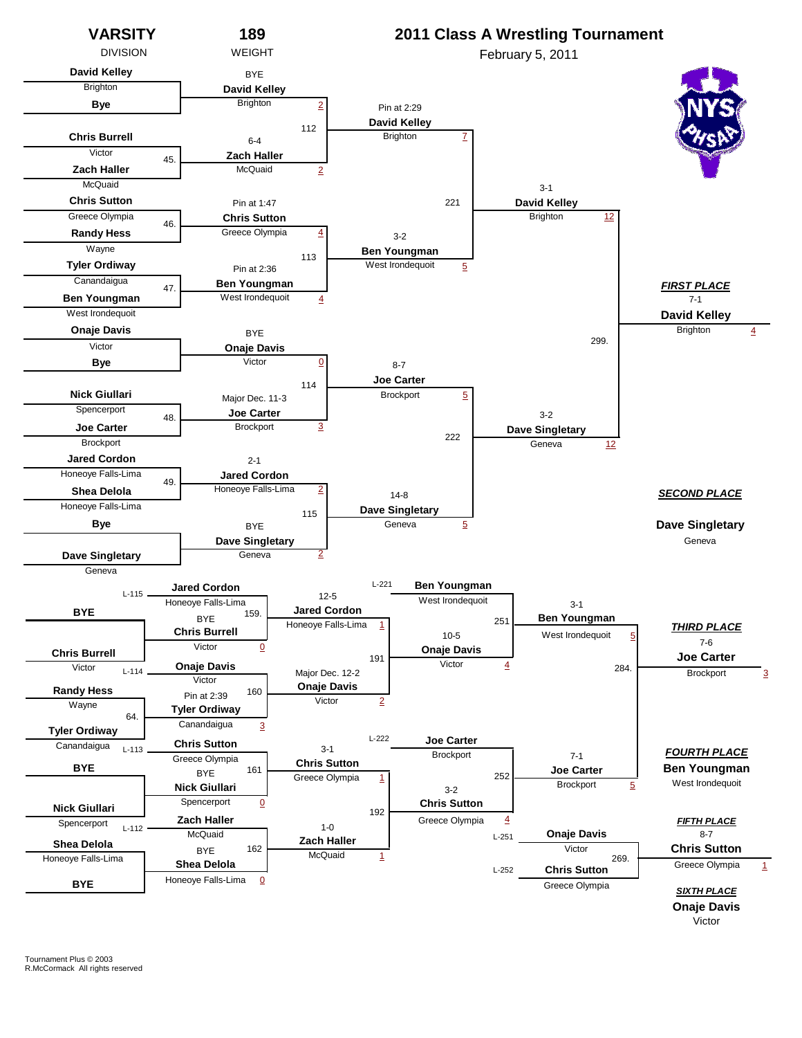# VARSITY DIVISION — 189 WEIGHT

## 2011 Class A Wrestling Tournament

February 5, 2011

### Championship Bracket

**Round 1**

- 45. Chris Burrell (Victor) vs. Zach Haller (McQuaid)
- 46. Chris Sutton (Greece Olympia) vs. Randy Hess (Wayne)
- 47. Tyler Ordiway (Canandaigua) vs. Ben Youngman (West Irondequoit)
- 48. Nick Giullari (Spencerport) vs. Joe Carter (Brockport)
- 49. Jared Cordon (Honeoye Falls-Lima) vs. Shea Delola (Honeoye Falls-Lima)
- David Kelley (Brighton) — Bye
- Onaje Davis (Victor) — Bye
- Dave Singletary (Geneva) — Bye

**Quarterfinals**

- BYE — David Kelley (Brighton) 2
- 6-4 — Zach Haller (McQuaid) 2
- Pin at 1:47 — Chris Sutton (Greece Olympia) 4
- Pin at 2:36 — Ben Youngman (West Irondequoit) 4
- BYE — Onaje Davis (Victor) 0
- Major Dec. 11-3 — Joe Carter (Brockport) 3
- 2-1 — Jared Cordon (Honeoye Falls-Lima) 2
- BYE — Dave Singletary (Geneva) 2

**Semifinals**

- 112. Pin at 2:29 — David Kelley (Brighton) 7
- 113. 3-2 — Ben Youngman (West Irondequoit) 5
- 114. 8-7 — Joe Carter (Brockport) 5
- 115. 14-8 — Dave Singletary (Geneva) 5

**Finals**

- 221. 3-1 — David Kelley (Brighton) 12
- 222. 3-2 — Dave Singletary (Geneva) 12

**299.**

- ***FIRST PLACE***: 7-1 — **David Kelley** (Brighton) 4
- ***SECOND PLACE***: **Dave Singletary** (Geneva)

### Consolation Bracket

**Round 1**

- L-115 BYE vs. Chris Burrell (Victor)
- L-114 Randy Hess (Wayne) vs. Tyler Ordiway (Canandaigua) — 64.
- L-113 BYE vs. Nick Giullari (Spencerport)
- L-112 Shea Delola (Honeoye Falls-Lima) vs. BYE

**Round 2**

- 159. Jared Cordon (Honeoye Falls-Lima) vs. BYE — Chris Burrell (Victor) 0
- 160. Onaje Davis (Victor) vs. Pin at 2:39 — Tyler Ordiway (Canandaigua) 3
- 161. Chris Sutton (Greece Olympia) vs. BYE — Nick Giullari (Spencerport) 0
- 162. Zach Haller (McQuaid) vs. BYE — Shea Delola (Honeoye Falls-Lima) 0

**Round 3**

- 12-5 — Jared Cordon (Honeoye Falls-Lima) 1
- 191. Major Dec. 12-2 — Onaje Davis (Victor) 2
- 3-1 — Chris Sutton (Greece Olympia) 1
- 192. 1-0 — Zach Haller (McQuaid) 1

**Round 4**

- L-221 Ben Youngman (West Irondequoit)
- 251. 10-5 — Onaje Davis (Victor) 4
- L-222 Joe Carter (Brockport)
- 252. 3-2 — Chris Sutton (Greece Olympia) 4

**Consolation Semifinals**

- 3-1 — Ben Youngman (West Irondequoit) 5
- 7-1 — Joe Carter (Brockport) 5
- L-251 Onaje Davis (Victor)
- L-252 Chris Sutton (Greece Olympia)

**284.**

- ***THIRD PLACE***: 7-6 — **Joe Carter** (Brockport) 3
- ***FOURTH PLACE***: **Ben Youngman** (West Irondequoit)

**269.**

- ***FIFTH PLACE***: 8-7 — **Chris Sutton** (Greece Olympia) 1
- ***SIXTH PLACE***: **Onaje Davis** (Victor)

Tournament Plus © 2003
R.McCormack All rights reserved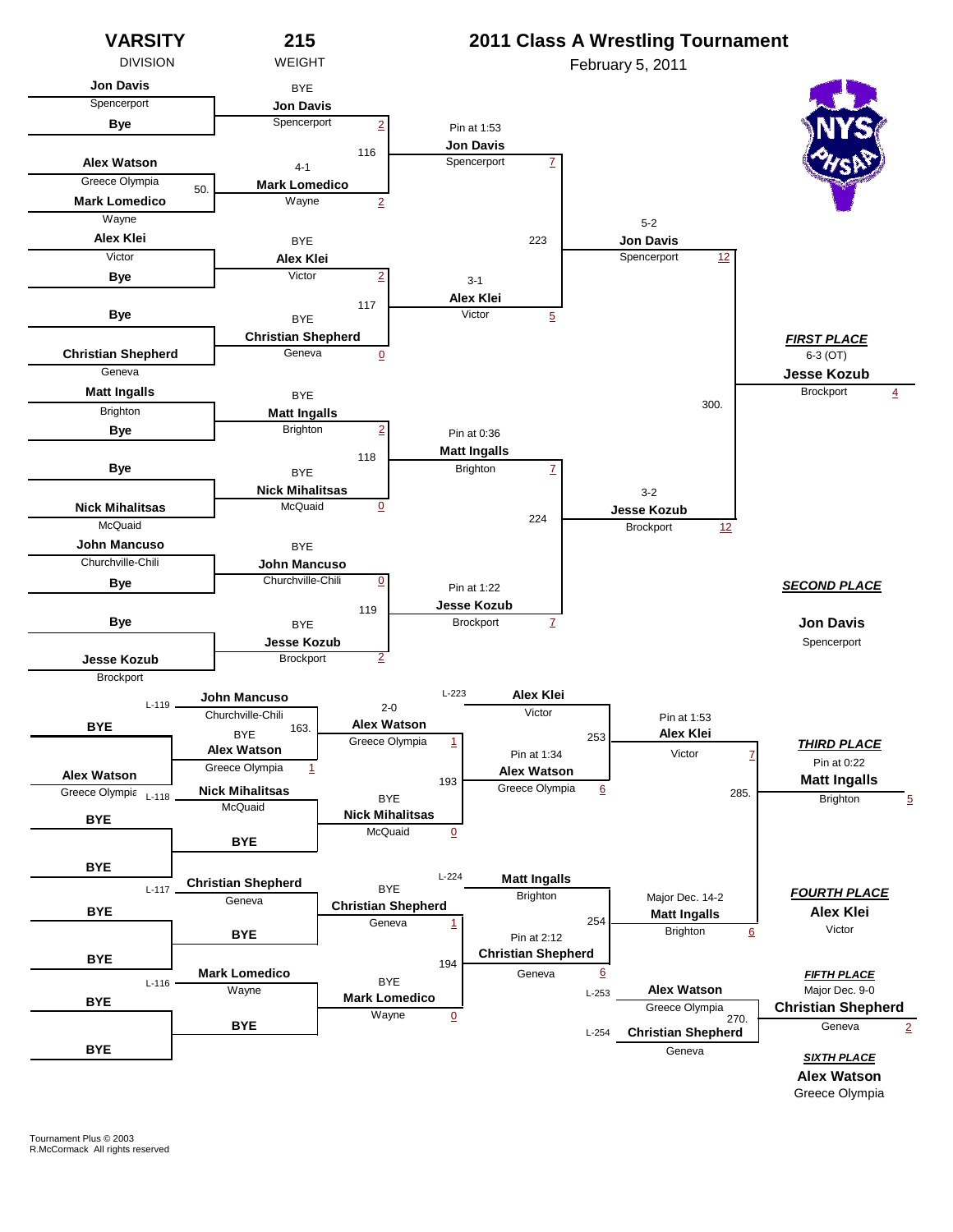# VARSITY — 215 — 2011 Class A Wrestling Tournament

DIVISION — WEIGHT — February 5, 2011

## Championship Bracket

### First Round

- Jon Davis (Spencerport) vs Bye → BYE: **Jon Davis** (Spencerport) 2
- 50. Alex Watson (Greece Olympia) vs Mark Lomedico (Wayne) → 4-1: **Mark Lomedico** (Wayne) 2
- Alex Klei (Victor) vs Bye → BYE: **Alex Klei** (Victor) 2
- Bye vs Christian Shepherd (Geneva) → BYE: **Christian Shepherd** (Geneva) 0
- Matt Ingalls (Brighton) vs Bye → BYE: **Matt Ingalls** (Brighton) 2
- Bye vs Nick Mihalitsas (McQuaid) → BYE: **Nick Mihalitsas** (McQuaid) 0
- John Mancuso (Churchville-Chili) vs Bye → BYE: **John Mancuso** (Churchville-Chili) 0
- Bye vs Jesse Kozub (Brockport) → BYE: **Jesse Kozub** (Brockport) 2

### Quarterfinals

- 116. Jon Davis vs Mark Lomedico → Pin at 1:53: **Jon Davis** (Spencerport) 7
- 117. Alex Klei vs Christian Shepherd → 3-1: **Alex Klei** (Victor) 5
- 118. Matt Ingalls vs Nick Mihalitsas → Pin at 0:36: **Matt Ingalls** (Brighton) 7
- 119. John Mancuso vs Jesse Kozub → Pin at 1:22: **Jesse Kozub** (Brockport) 7

### Semifinals

- 223. Jon Davis vs Alex Klei → 5-2: **Jon Davis** (Spencerport) 12
- 224. Matt Ingalls vs Jesse Kozub → 3-2: **Jesse Kozub** (Brockport) 12

### Final

- 300. Jon Davis vs Jesse Kozub → 6-3 (OT): **Jesse Kozub** (Brockport) 4

## Consolation Bracket

- 163. BYE vs Alex Watson (Greece Olympia) (L-119 John Mancuso, Churchville-Chili) → BYE: **Alex Watson** (Greece Olympia) 1
- L-118 Nick Mihalitsas (McQuaid) vs BYE → **Nick Mihalitsas** (McQuaid)
- L-117 Christian Shepherd (Geneva) vs BYE → **Christian Shepherd** (Geneva)
- L-116 Mark Lomedico (Wayne) vs BYE → **Mark Lomedico** (Wayne)
- 193. Alex Watson vs Nick Mihalitsas → 2-0: **Alex Watson** (Greece Olympia) 1; BYE: **Nick Mihalitsas** (McQuaid) 0
- 194. Christian Shepherd vs Mark Lomedico → BYE: **Christian Shepherd** (Geneva) 1; BYE: **Mark Lomedico** (Wayne) 0
- 253. L-223 Alex Klei (Victor) vs Alex Watson → Pin at 1:34: **Alex Watson** (Greece Olympia) 6
- 254. L-224 Matt Ingalls (Brighton) vs Christian Shepherd → Pin at 2:12: **Christian Shepherd** (Geneva) 6
- 285. Alex Klei vs Matt Ingalls → Pin at 1:53: **Alex Klei** (Victor) 7; Major Dec. 14-2: **Matt Ingalls** (Brighton) 6
- 270. L-253 Alex Watson (Greece Olympia) vs L-254 Christian Shepherd (Geneva)

## Results

**FIRST PLACE**
6-3 (OT)
Jesse Kozub — Brockport — 4

**SECOND PLACE**
Jon Davis — Spencerport

**THIRD PLACE**
Pin at 0:22
Matt Ingalls — Brighton — 5

**FOURTH PLACE**
Alex Klei — Victor

**FIFTH PLACE**
Major Dec. 9-0
Christian Shepherd — Geneva — 2

**SIXTH PLACE**
Alex Watson — Greece Olympia

Tournament Plus © 2003
R.McCormack All rights reserved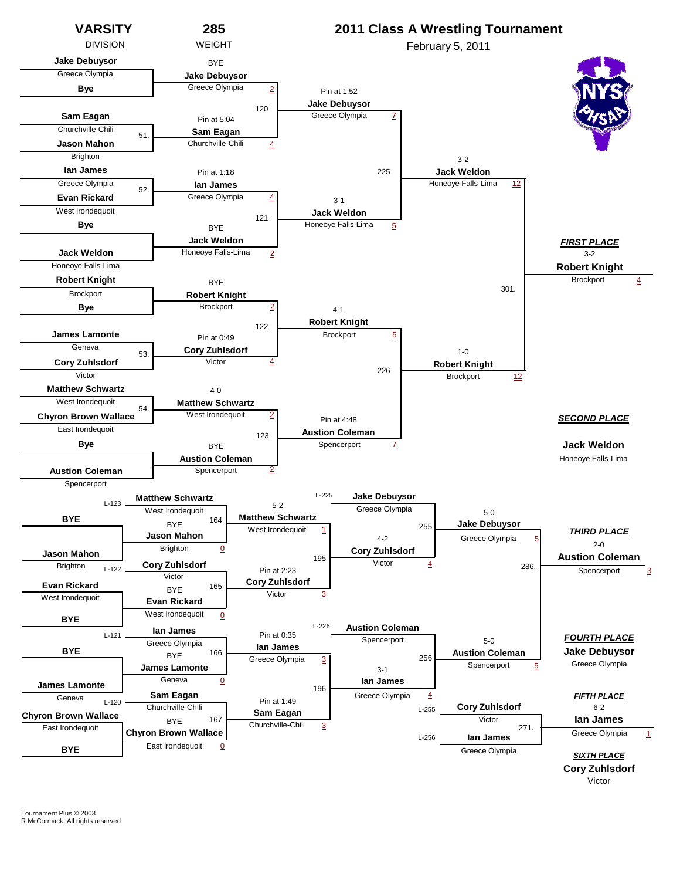# VARSITY

DIVISION

## 285

WEIGHT

## 2011 Class A Wrestling Tournament

February 5, 2011

**Jake Debuysor**
Greece Olympia
**Bye**

BYE
**Jake Debuysor**
Greece Olympia 2

120

**Sam Eagan**
Churchville-Chili
51.
**Jason Mahon**
Brighton

Pin at 5:04
**Sam Eagan**
Churchville-Chili 4

Pin at 1:52
**Jake Debuysor**
Greece Olympia 7

225

**Ian James**
Greece Olympia
52.
**Evan Rickard**
West Irondequoit

Pin at 1:18
**Ian James**
Greece Olympia 4

121

**Bye**

BYE
**Jack Weldon**
Honeoye Falls-Lima 2

**Jack Weldon**
Honeoye Falls-Lima

3-1
**Jack Weldon**
Honeoye Falls-Lima 5

3-2
**Jack Weldon**
Honeoye Falls-Lima 12

301.

**Robert Knight**
Brockport
**Bye**

BYE
**Robert Knight**
Brockport 2

122

**James Lamonte**
Geneva
53.
**Cory Zuhlsdorf**
Victor

Pin at 0:49
**Cory Zuhlsdorf**
Victor 4

4-1
**Robert Knight**
Brockport 5

226

1-0
**Robert Knight**
Brockport 12

**Matthew Schwartz**
West Irondequoit
54.
**Chyron Brown Wallace**
East Irondequoit

4-0
**Matthew Schwartz**
West Irondequoit 2

123

**Bye**

BYE
**Austion Coleman**
Spencerport 2

**Austion Coleman**
Spencerport

Pin at 4:48
**Austion Coleman**
Spencerport 7

### *FIRST PLACE*
3-2
**Robert Knight**
Brockport 4

### *SECOND PLACE*
**Jack Weldon**
Honeoye Falls-Lima

L-123
**Matthew Schwartz**
West Irondequoit
**BYE**
BYE 164
**Jason Mahon**
Brighton 0
**Jason Mahon**
Brighton

5-2
**Matthew Schwartz**
West Irondequoit 1

195

L-122
**Cory Zuhlsdorf**
Victor
**Evan Rickard**
West Irondequoit
BYE 165
**Evan Rickard**
West Irondequoit 0
**BYE**

Pin at 2:23
**Cory Zuhlsdorf**
Victor 3

L-225
**Jake Debuysor**
Greece Olympia

255

4-2
**Cory Zuhlsdorf**
Victor 4

5-0
**Jake Debuysor**
Greece Olympia 5

286.

L-121
**Ian James**
Greece Olympia
**BYE**
BYE 166
**James Lamonte**
Geneva 0
**James Lamonte**
Geneva

Pin at 0:35
**Ian James**
Greece Olympia 3

196

L-120
**Sam Eagan**
Churchville-Chili
**Chyron Brown Wallace**
East Irondequoit
BYE 167
**Chyron Brown Wallace**
East Irondequoit 0
**BYE**

Pin at 1:49
**Sam Eagan**
Churchville-Chili 3

L-226
**Austion Coleman**
Spencerport

256

3-1
**Ian James**
Greece Olympia 4

5-0
**Austion Coleman**
Spencerport 5

L-255
**Cory Zuhlsdorf**
Victor
271.
L-256
**Ian James**
Greece Olympia

### *THIRD PLACE*
2-0
**Austion Coleman**
Spencerport 3

### *FOURTH PLACE*
**Jake Debuysor**
Greece Olympia

### *FIFTH PLACE*
6-2
**Ian James**
Greece Olympia 1

### *SIXTH PLACE*
**Cory Zuhlsdorf**
Victor

Tournament Plus © 2003
R.McCormack All rights reserved